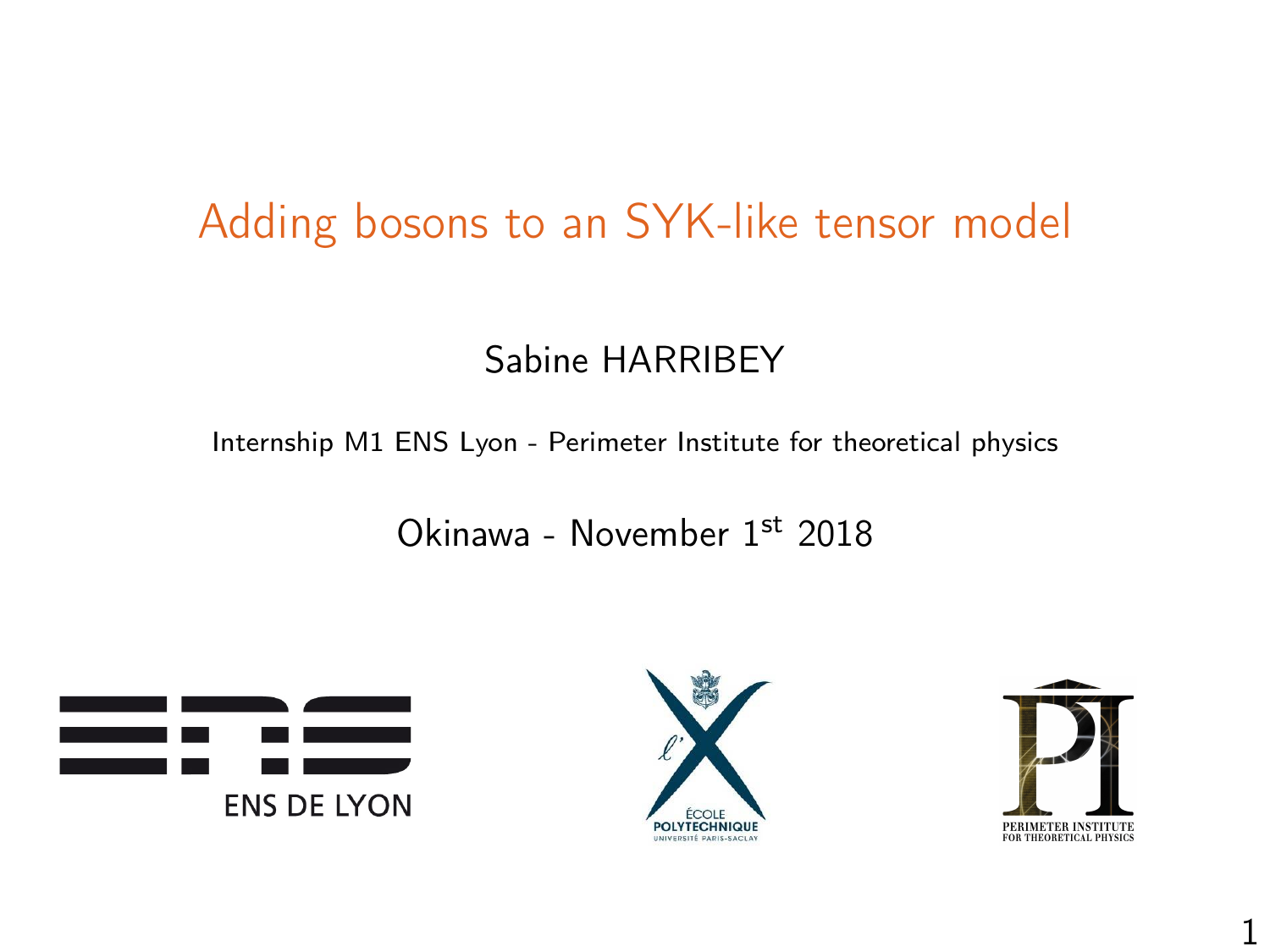# Adding bosons to an SYK-like tensor model

Sabine HARRIBEY

Internship M1 ENS Lyon - Perimeter Institute for theoretical physics

Okinawa - November 1$^{\text{st}}$ 2018

ENS DE LYON

ÉCOLE POLYTECHNIQUE
UNIVERSITÉ PARIS-SACLAY

PERIMETER INSTITUTE
FOR THEORETICAL PHYSICS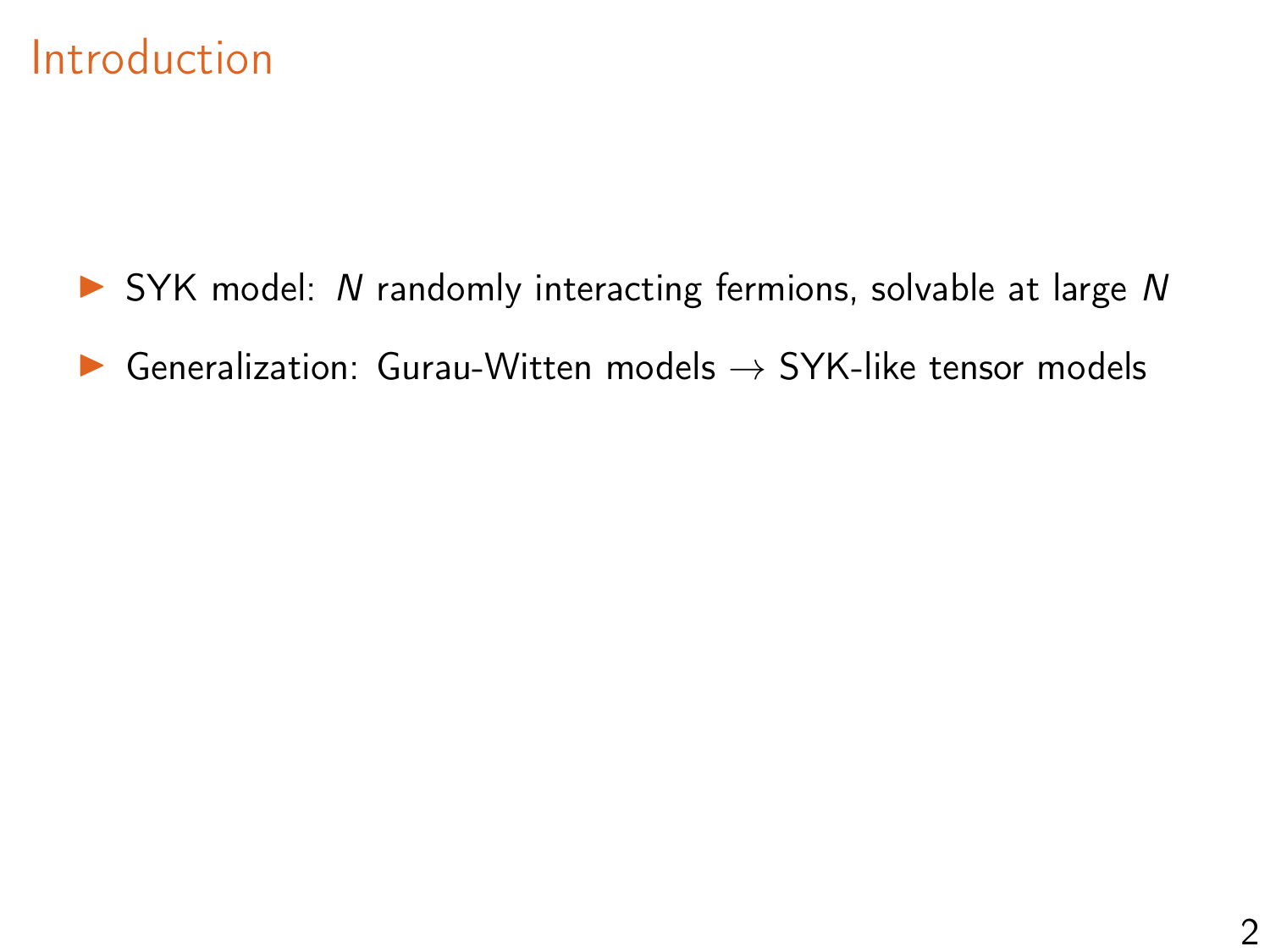# Introduction

- SYK model: $N$ randomly interacting fermions, solvable at large $N$
- Generalization: Gurau-Witten models $\rightarrow$ SYK-like tensor models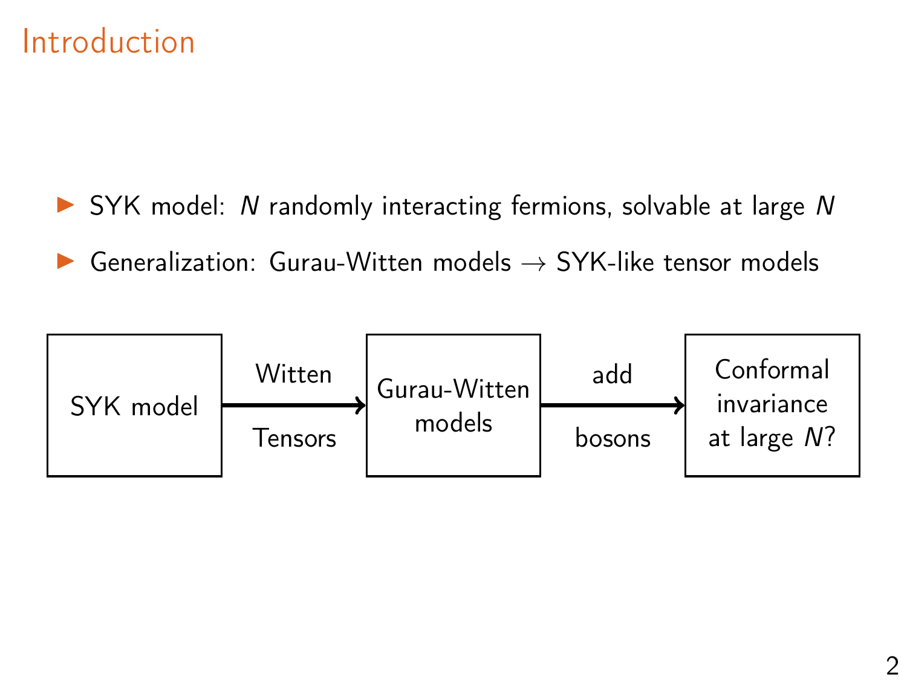# Introduction

- SYK model: $N$ randomly interacting fermions, solvable at large $N$
- Generalization: Gurau-Witten models $\rightarrow$ SYK-like tensor models

SYK model —(Witten Tensors)→ Gurau-Witten models —(add bosons)→ Conformal invariance at large $N$?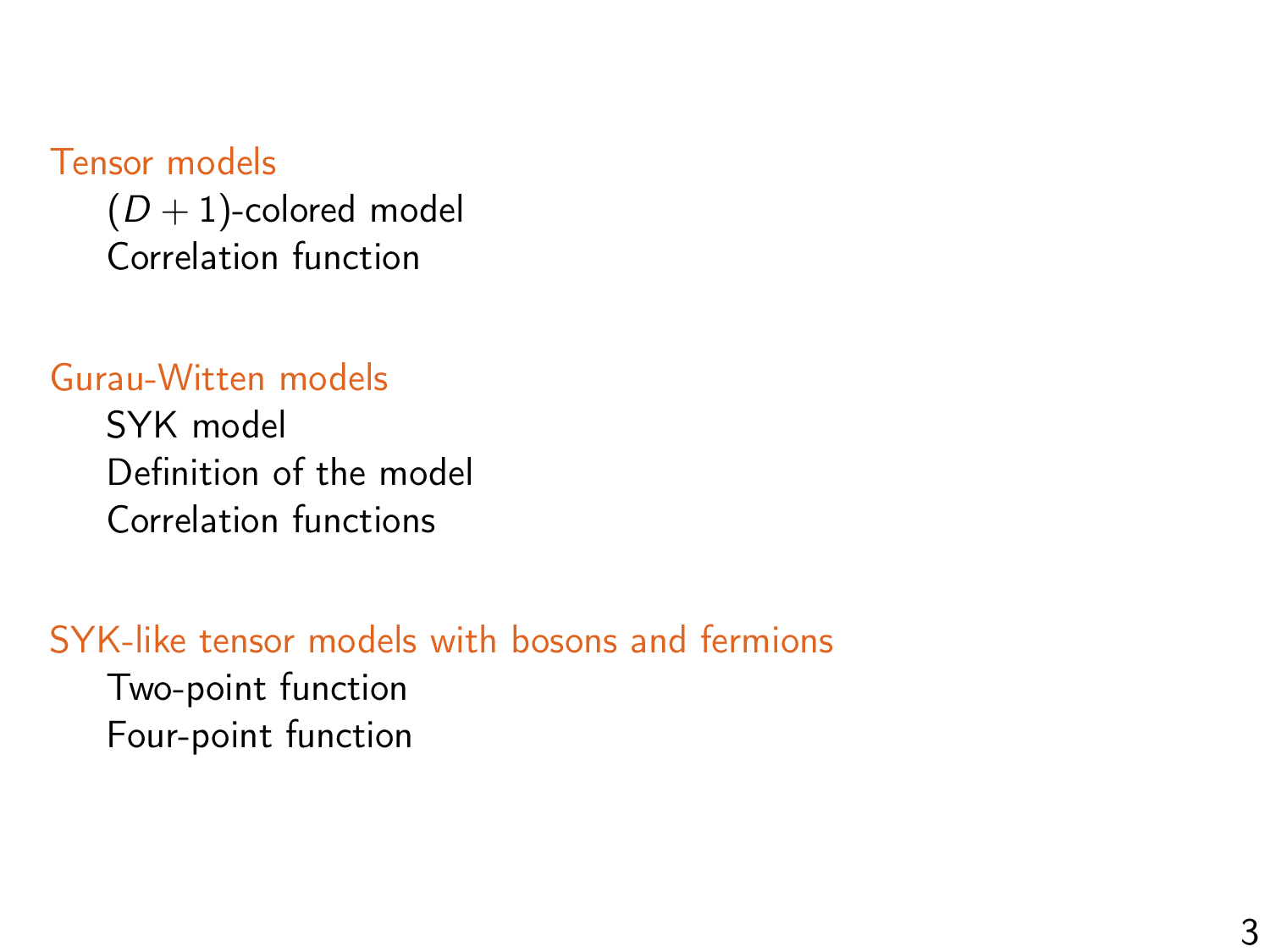## Tensor models

- $(D+1)$-colored model
- Correlation function

## Gurau-Witten models

- SYK model
- Definition of the model
- Correlation functions

## SYK-like tensor models with bosons and fermions

- Two-point function
- Four-point function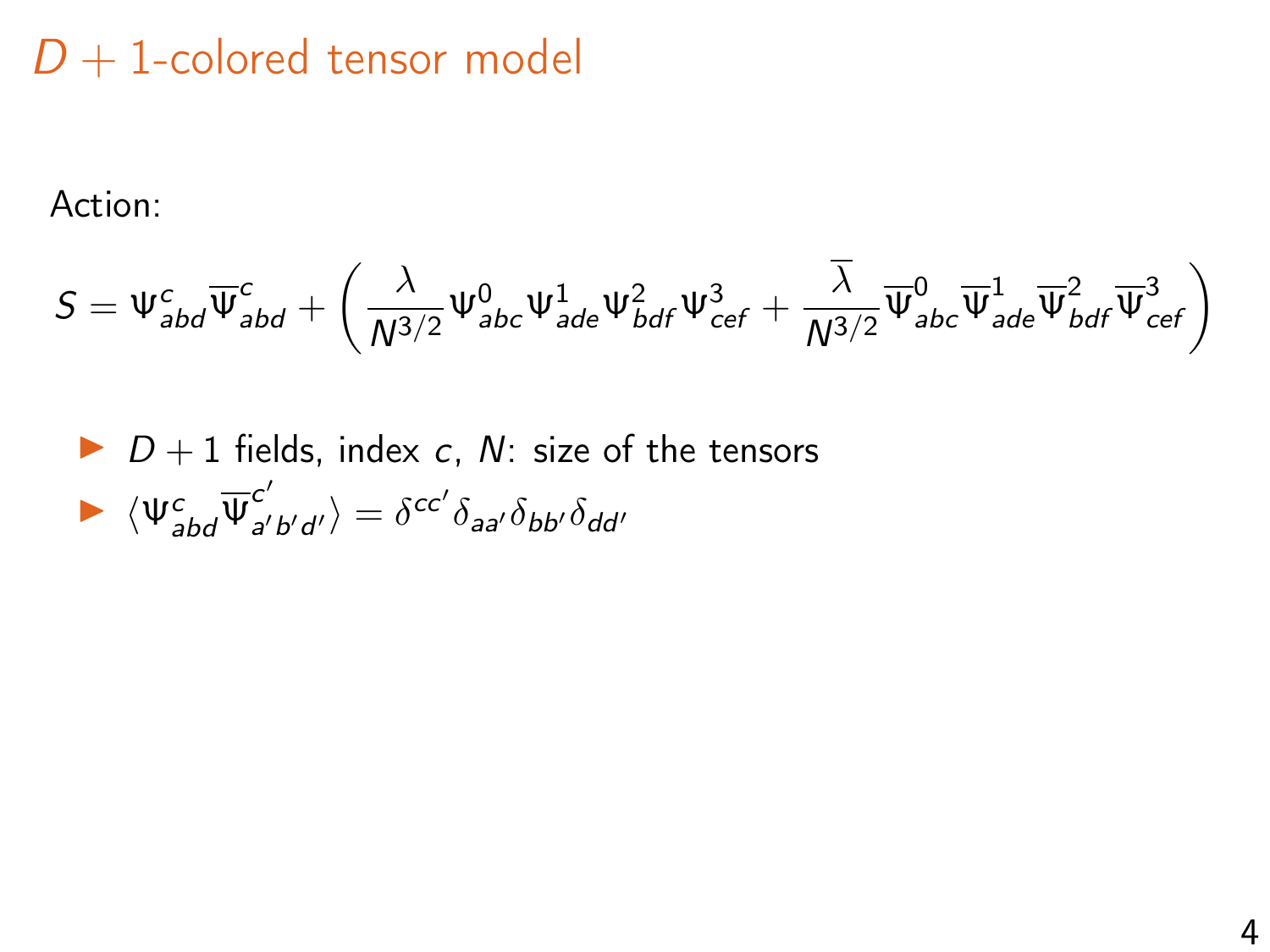# $D+1$-colored tensor model

Action:

$$S = \Psi^c_{abd}\overline{\Psi}^c_{abd} + \left( \frac{\lambda}{N^{3/2}} \Psi^0_{abc}\Psi^1_{ade}\Psi^2_{bdf}\Psi^3_{cef} + \frac{\overline{\lambda}}{N^{3/2}} \overline{\Psi}^0_{abc}\overline{\Psi}^1_{ade}\overline{\Psi}^2_{bdf}\overline{\Psi}^3_{cef} \right)$$

- $D+1$ fields, index $c$, $N$: size of the tensors
- $\langle \Psi^c_{abd}\overline{\Psi}^{c'}_{a'b'd'} \rangle = \delta^{cc'}\delta_{aa'}\delta_{bb'}\delta_{dd'}$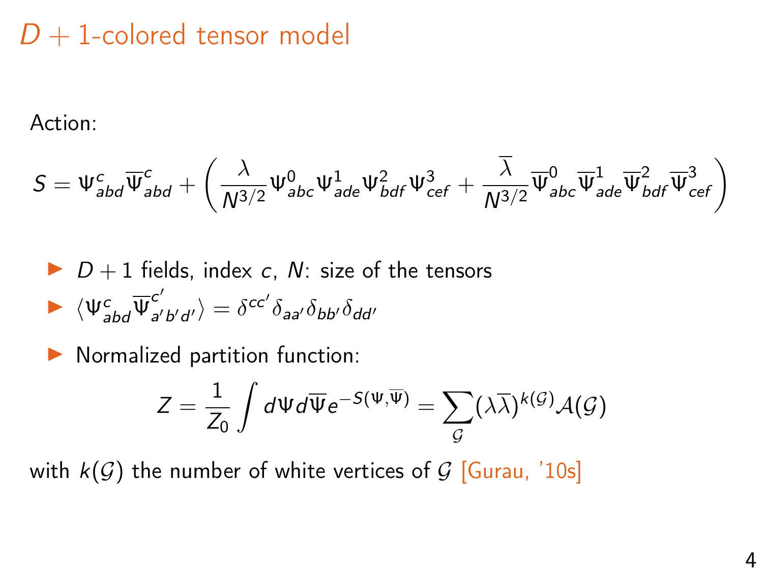# $D+1$-colored tensor model

Action:

$$S = \Psi^c_{abd}\overline{\Psi}^c_{abd} + \left( \frac{\lambda}{N^{3/2}} \Psi^0_{abc}\Psi^1_{ade}\Psi^2_{bdf}\Psi^3_{cef} + \frac{\overline{\lambda}}{N^{3/2}} \overline{\Psi}^0_{abc}\overline{\Psi}^1_{ade}\overline{\Psi}^2_{bdf}\overline{\Psi}^3_{cef} \right)$$

- $D+1$ fields, index $c$, $N$: size of the tensors
- $\langle \Psi^c_{abd}\overline{\Psi}^{c'}_{a'b'd'} \rangle = \delta^{cc'}\delta_{aa'}\delta_{bb'}\delta_{dd'}$
- Normalized partition function:

$$Z = \frac{1}{Z_0}\int d\Psi d\overline{\Psi} e^{-S(\Psi,\overline{\Psi})} = \sum_{\mathcal{G}} (\lambda\overline{\lambda})^{k(\mathcal{G})}\mathcal{A}(\mathcal{G})$$

with $k(\mathcal{G})$ the number of white vertices of $\mathcal{G}$ [Gurau, '10s]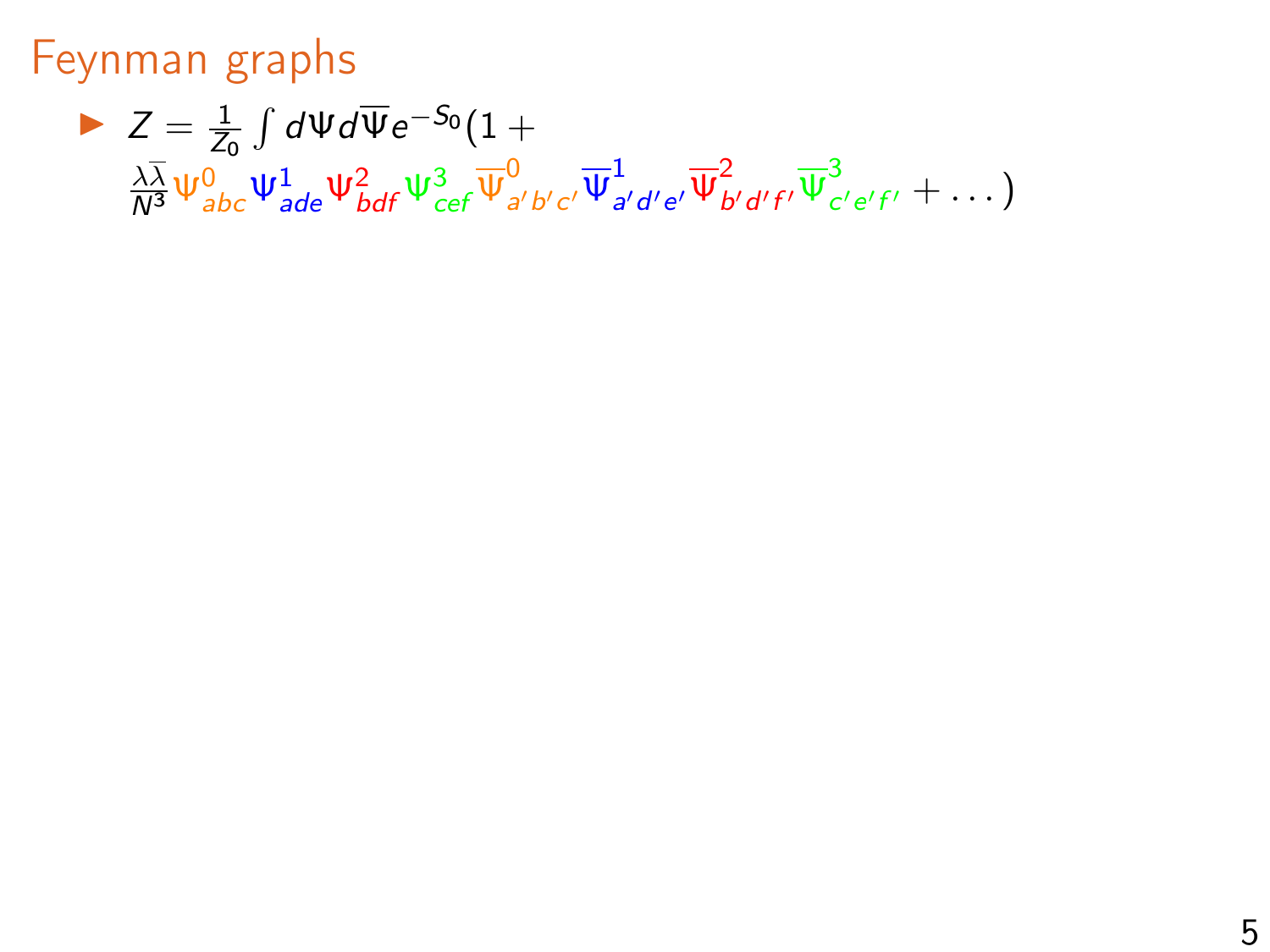# Feynman graphs

- $Z = \frac{1}{Z_0} \int d\Psi d\overline{\Psi} e^{-S_0} (1 + \frac{\lambda\overline{\lambda}}{N^3} \Psi^0_{abc} \Psi^1_{ade} \Psi^2_{bdf} \Psi^3_{cef} \overline{\Psi}^0_{a'b'c'} \overline{\Psi}^1_{a'd'e'} \overline{\Psi}^2_{b'd'f'} \overline{\Psi}^3_{c'e'f'} + \dots)$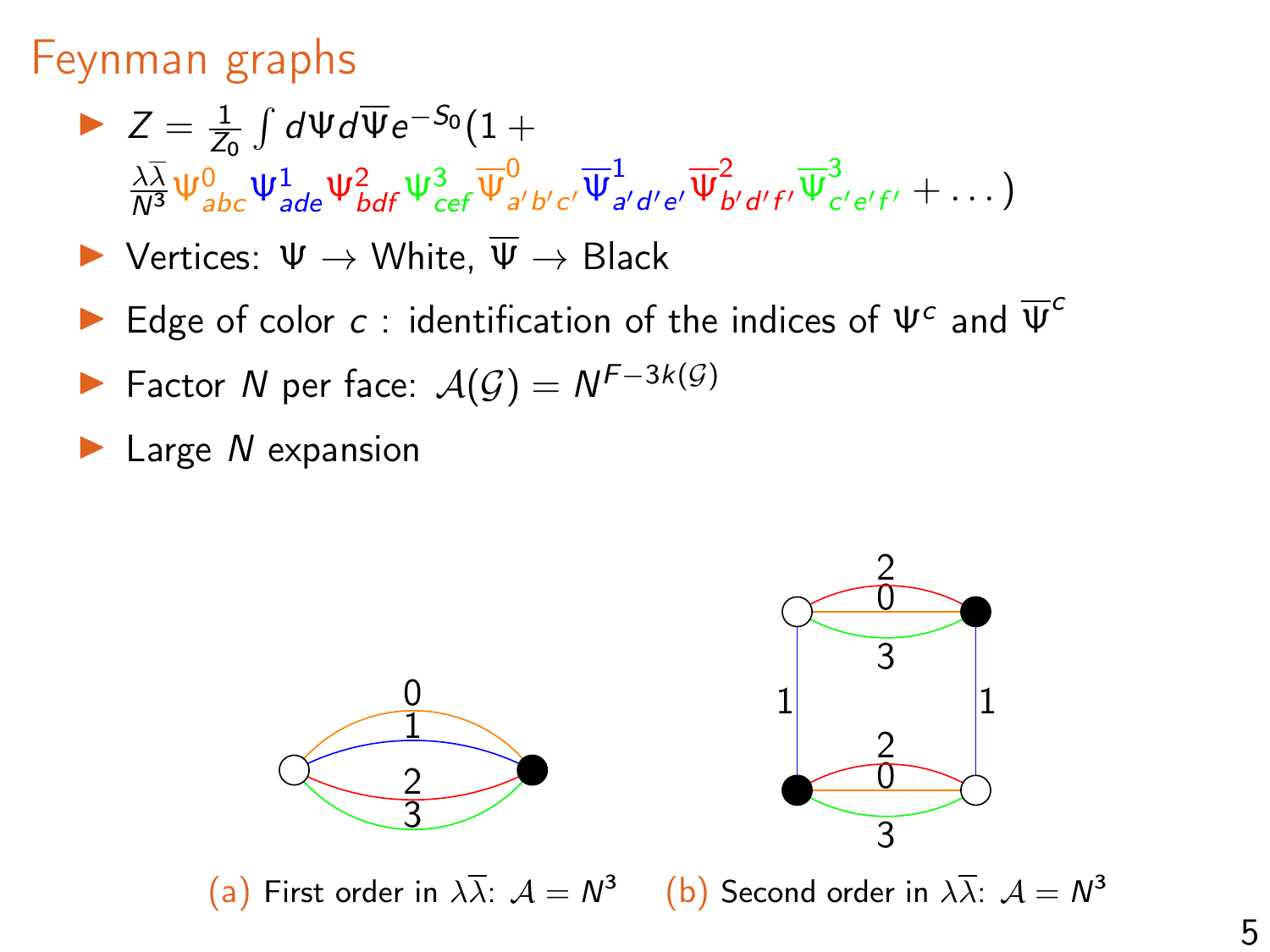## Feynman graphs

- $Z = \frac{1}{Z_0} \int d\Psi d\overline{\Psi} e^{-S_0} (1 + \frac{\lambda\overline{\lambda}}{N^3} \Psi^0_{abc} \Psi^1_{ade} \Psi^2_{bdf} \Psi^3_{cef} \overline{\Psi}^0_{a'b'c'} \overline{\Psi}^1_{a'd'e'} \overline{\Psi}^2_{b'd'f'} \overline{\Psi}^3_{c'e'f'} + \dots )$
- Vertices: $\Psi \to$ White, $\overline{\Psi} \to$ Black
- Edge of color $c$ : identification of the indices of $\Psi^c$ and $\overline{\Psi}^c$
- Factor $N$ per face: $\mathcal{A}(\mathcal{G}) = N^{F-3k(\mathcal{G})}$
- Large $N$ expansion

(a) First order in $\lambda\overline{\lambda}$: $\mathcal{A} = N^3$ (b) Second order in $\lambda\overline{\lambda}$: $\mathcal{A} = N^3$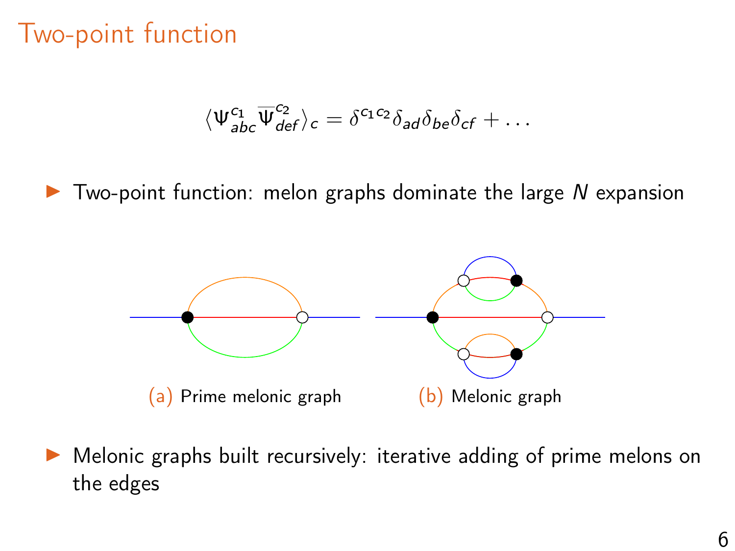# Two-point function

$$\langle \Psi^{c_1}_{abc} \overline{\Psi}^{c_2}_{def} \rangle_c = \delta^{c_1 c_2} \delta_{ad} \delta_{be} \delta_{cf} + \dots$$

- Two-point function: melon graphs dominate the large $N$ expansion

(a) Prime melonic graph

(b) Melonic graph

- Melonic graphs built recursively: iterative adding of prime melons on the edges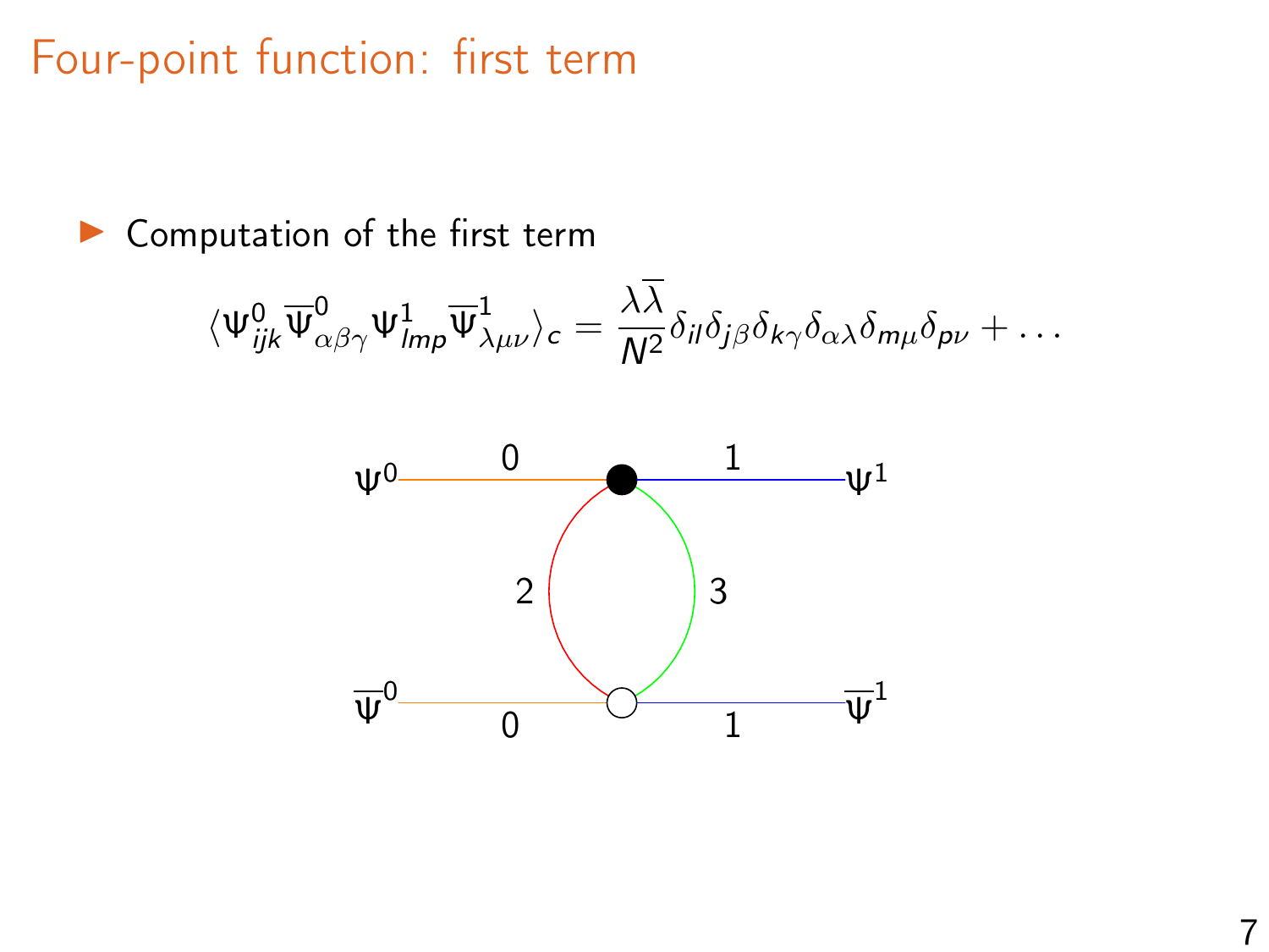# Four-point function: first term

- Computation of the first term

$$\langle \Psi^0_{ijk} \overline{\Psi}^0_{\alpha\beta\gamma} \Psi^1_{lmp} \overline{\Psi}^1_{\lambda\mu\nu} \rangle_c = \frac{\lambda\overline{\lambda}}{N^2} \delta_{il}\delta_{j\beta}\delta_{k\gamma}\delta_{\alpha\lambda}\delta_{m\mu}\delta_{p\nu} + \ldots$$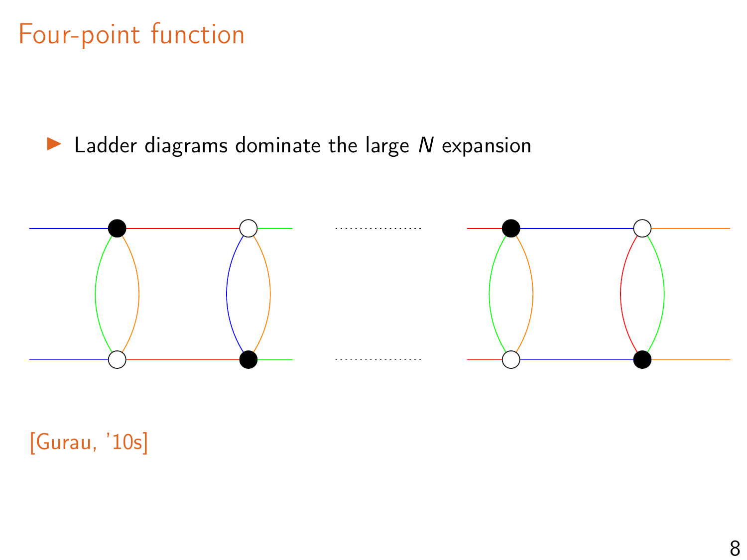# Four-point function

- Ladder diagrams dominate the large $N$ expansion

[Gurau, '10s]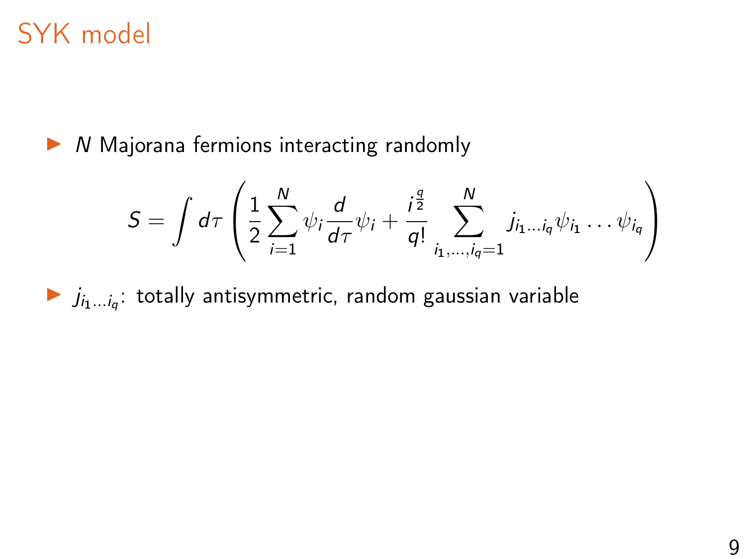# SYK model

- $N$ Majorana fermions interacting randomly

$$S = \int d\tau \left( \frac{1}{2} \sum_{i=1}^{N} \psi_i \frac{d}{d\tau} \psi_i + \frac{i^{\frac{q}{2}}}{q!} \sum_{i_1, \ldots, i_q = 1}^{N} j_{i_1 \ldots i_q} \psi_{i_1} \ldots \psi_{i_q} \right)$$

- $j_{i_1 \ldots i_q}$: totally antisymmetric, random gaussian variable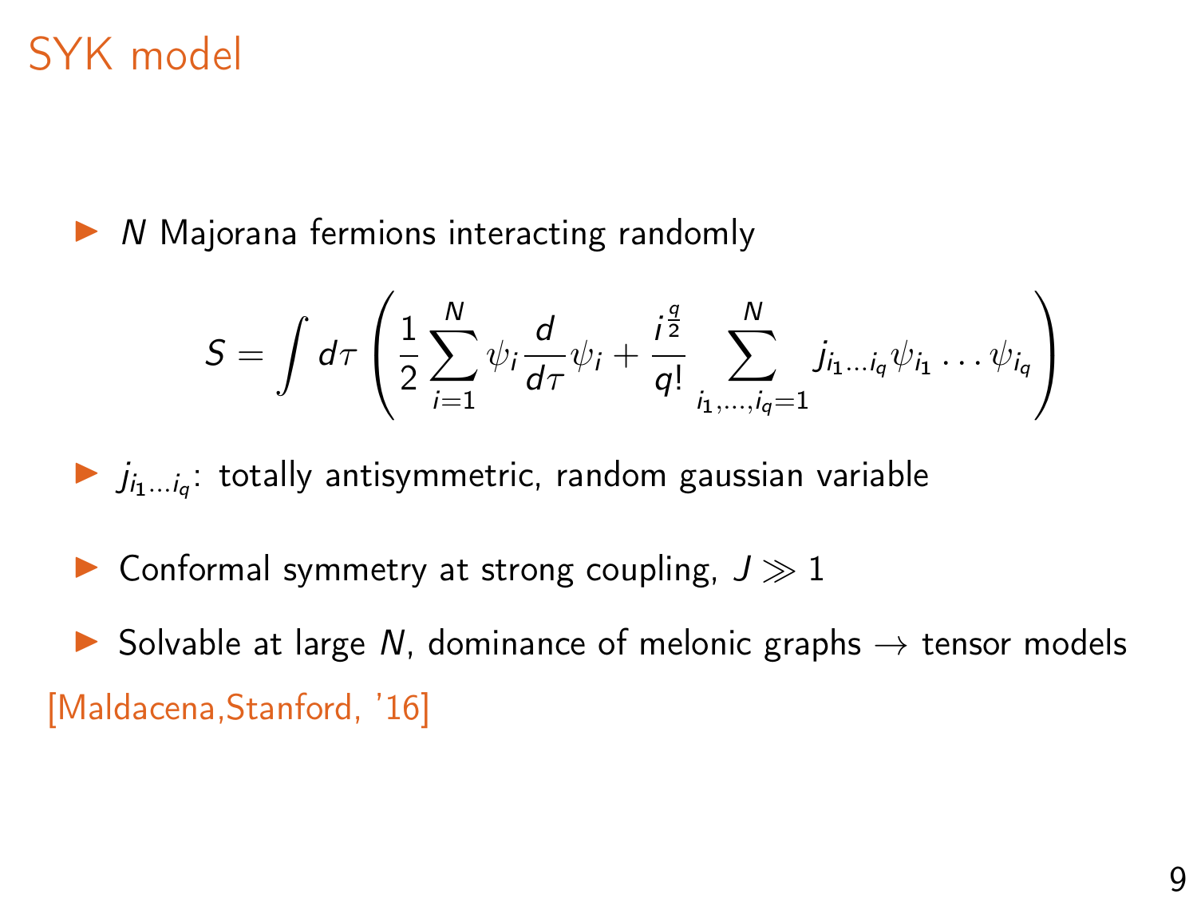# SYK model

- $N$ Majorana fermions interacting randomly

$$S = \int d\tau \left( \frac{1}{2} \sum_{i=1}^{N} \psi_i \frac{d}{d\tau} \psi_i + \frac{i^{\frac{q}{2}}}{q!} \sum_{i_1, \dots, i_q = 1}^{N} j_{i_1 \dots i_q} \psi_{i_1} \dots \psi_{i_q} \right)$$

- $j_{i_1 \dots i_q}$: totally antisymmetric, random gaussian variable
- Conformal symmetry at strong coupling, $J \gg 1$
- Solvable at large $N$, dominance of melonic graphs $\rightarrow$ tensor models

[Maldacena,Stanford, '16]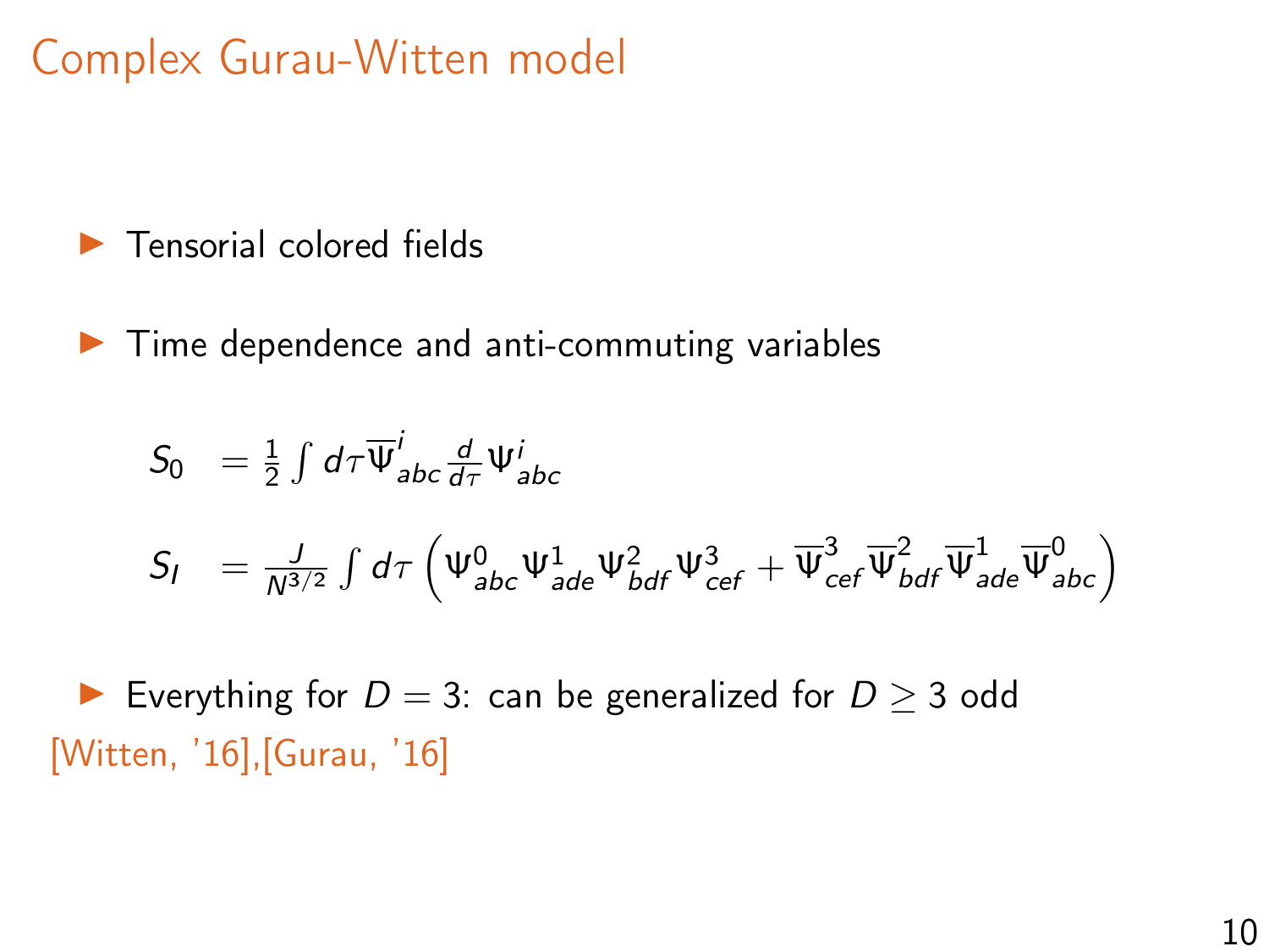# Complex Gurau-Witten model

- Tensorial colored fields
- Time dependence and anti-commuting variables

$$
\begin{aligned}
S_0 &= \frac{1}{2}\int d\tau \overline{\Psi}^i_{abc} \frac{d}{d\tau} \Psi^i_{abc} \\
S_I &= \frac{J}{N^{3/2}} \int d\tau \left( \Psi^0_{abc} \Psi^1_{ade} \Psi^2_{bdf} \Psi^3_{cef} + \overline{\Psi}^3_{cef} \overline{\Psi}^2_{bdf} \overline{\Psi}^1_{ade} \overline{\Psi}^0_{abc} \right)
\end{aligned}
$$

- Everything for $D = 3$: can be generalized for $D \geq 3$ odd

[Witten, '16],[Gurau, '16]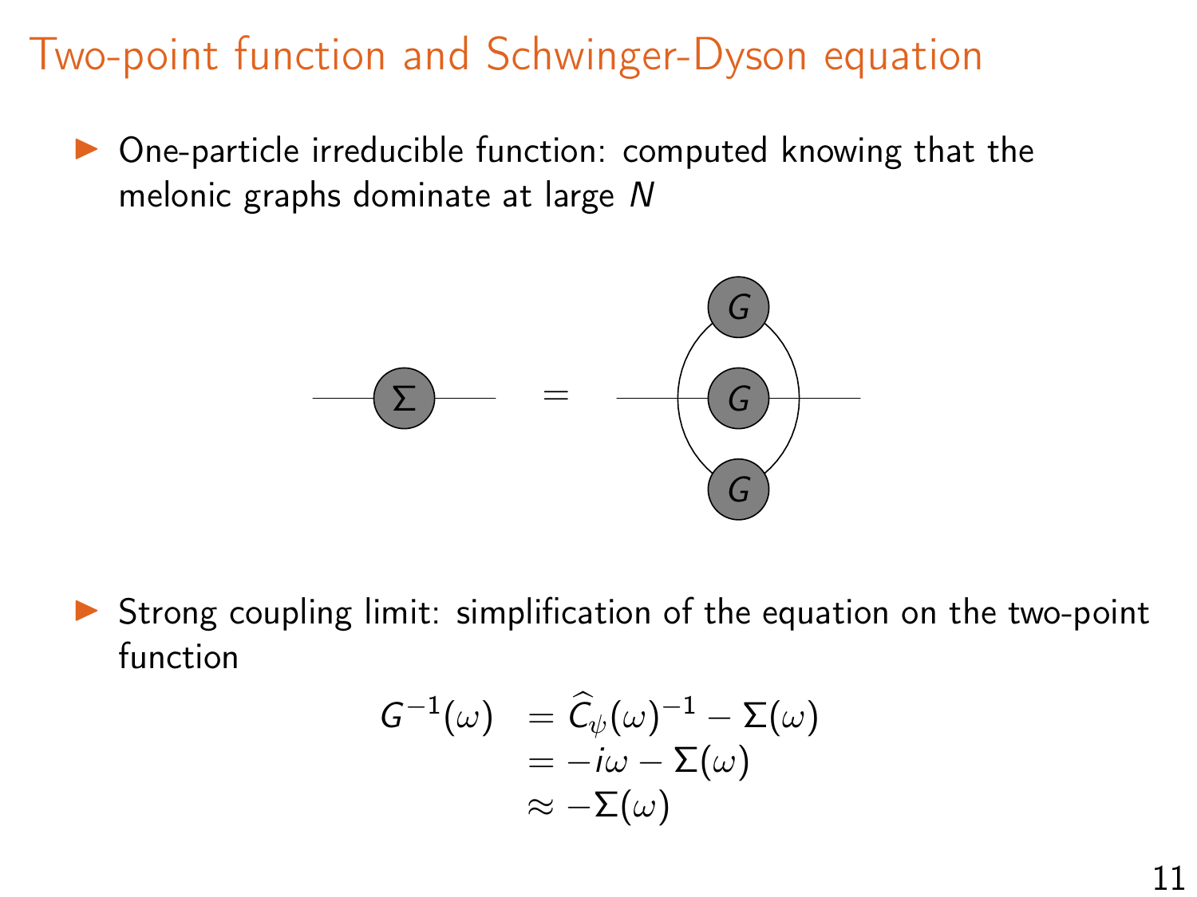# Two-point function and Schwinger-Dyson equation

- One-particle irreducible function: computed knowing that the melonic graphs dominate at large $N$

- Strong coupling limit: simplification of the equation on the two-point function

$$
\begin{aligned}
G^{-1}(\omega) &= \widehat{C}_{\psi}(\omega)^{-1} - \Sigma(\omega) \\
&= -i\omega - \Sigma(\omega) \\
&\approx -\Sigma(\omega)
\end{aligned}
$$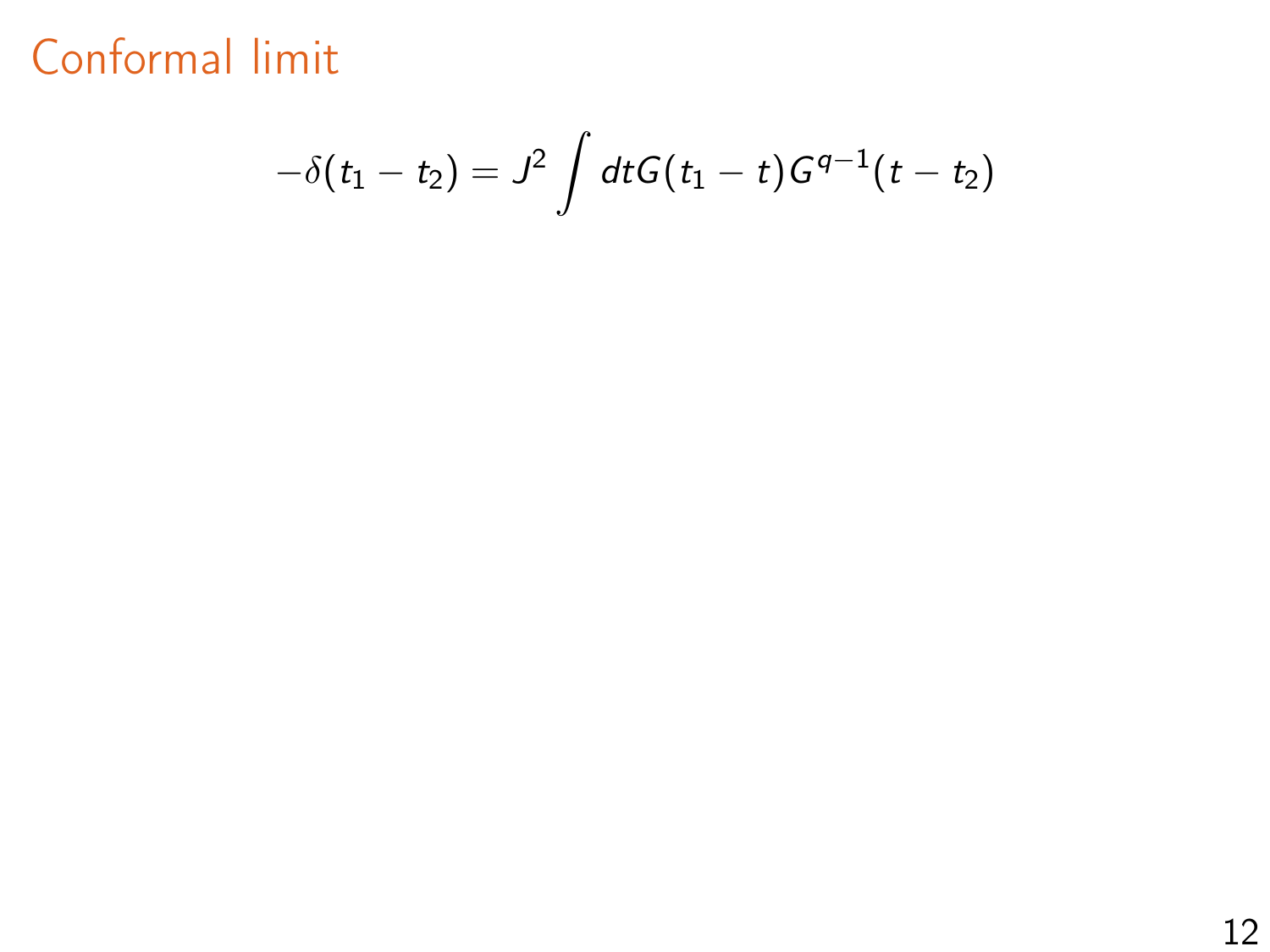# Conformal limit

$$-\delta(t_1 - t_2) = J^2 \int dt G(t_1 - t) G^{q-1}(t - t_2)$$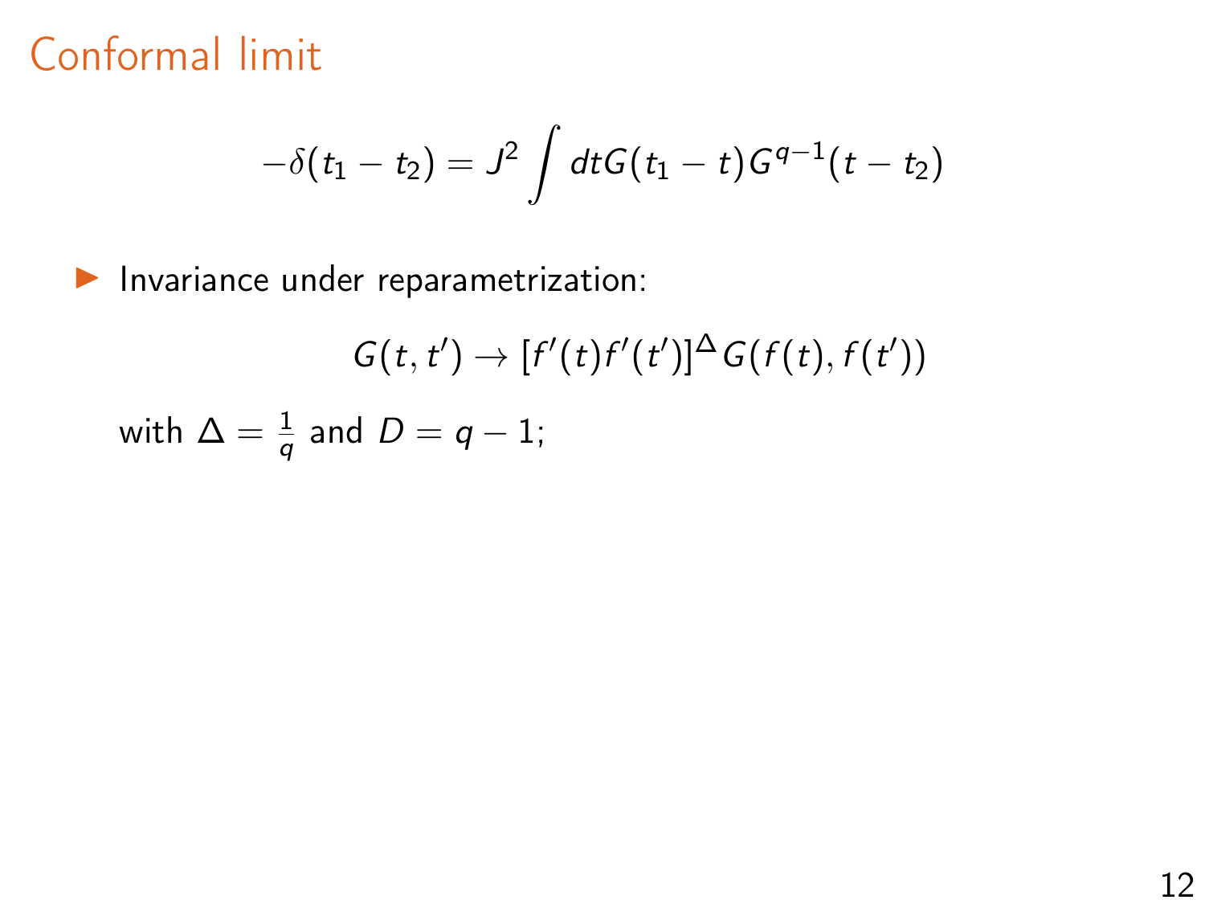# Conformal limit

$$-\delta(t_1 - t_2) = J^2 \int dt G(t_1 - t) G^{q-1}(t - t_2)$$

- Invariance under reparametrization:

$$G(t, t') \to [f'(t) f'(t')]^{\Delta} G(f(t), f(t'))$$

with $\Delta = \frac{1}{q}$ and $D = q - 1$;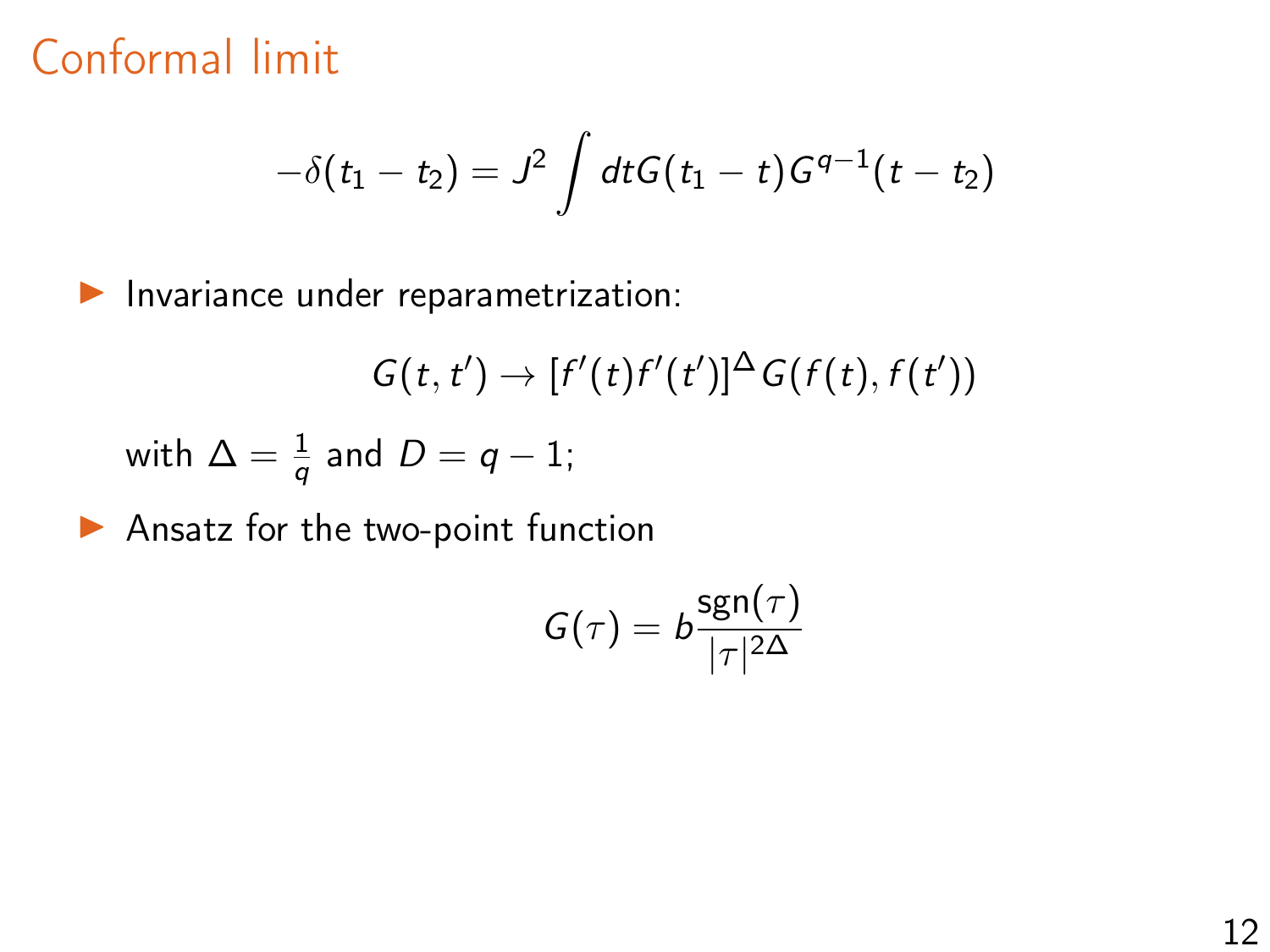# Conformal limit

$$-\delta(t_1 - t_2) = J^2 \int dt G(t_1 - t) G^{q-1}(t - t_2)$$

- Invariance under reparametrization:

$$G(t, t') \to [f'(t) f'(t')]^{\Delta} G(f(t), f(t'))$$

  with $\Delta = \frac{1}{q}$ and $D = q - 1$;

- Ansatz for the two-point function

$$G(\tau) = b \frac{\text{sgn}(\tau)}{|\tau|^{2\Delta}}$$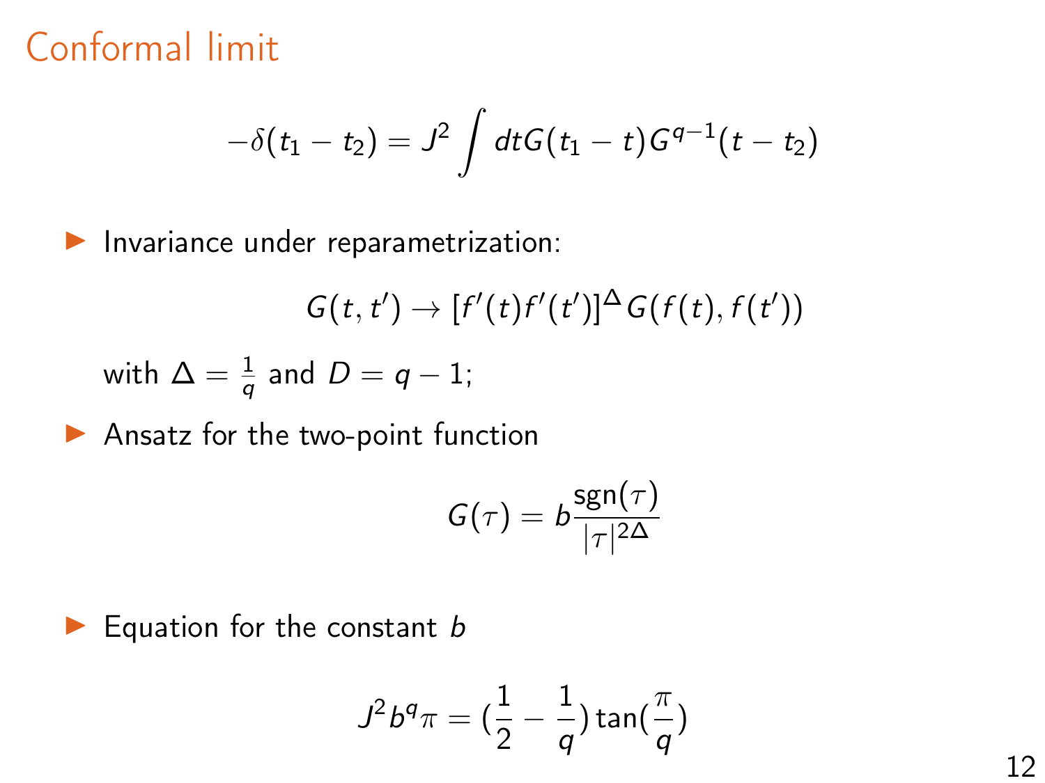# Conformal limit

$$-\delta(t_1 - t_2) = J^2 \int dt G(t_1 - t) G^{q-1}(t - t_2)$$

- Invariance under reparametrization:

$$G(t, t') \to [f'(t) f'(t')]^{\Delta} G(f(t), f(t'))$$

with $\Delta = \frac{1}{q}$ and $D = q - 1$;

- Ansatz for the two-point function

$$G(\tau) = b \frac{\text{sgn}(\tau)}{|\tau|^{2\Delta}}$$

- Equation for the constant $b$

$$J^2 b^q \pi = (\frac{1}{2} - \frac{1}{q}) \tan(\frac{\pi}{q})$$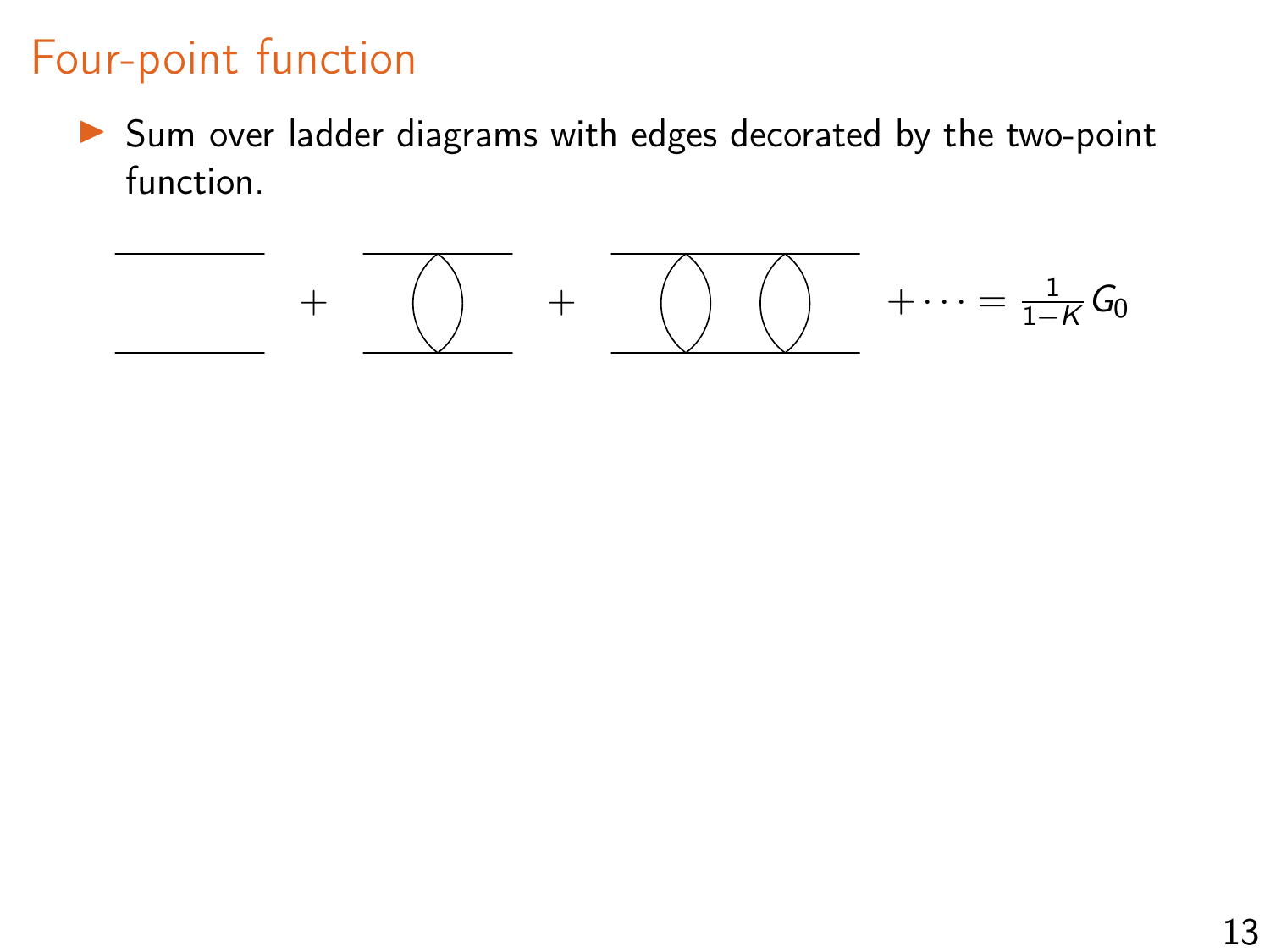# Four-point function

- Sum over ladder diagrams with edges decorated by the two-point function.

$$+ \quad + \quad + \cdots = \frac{1}{1-K} G_0$$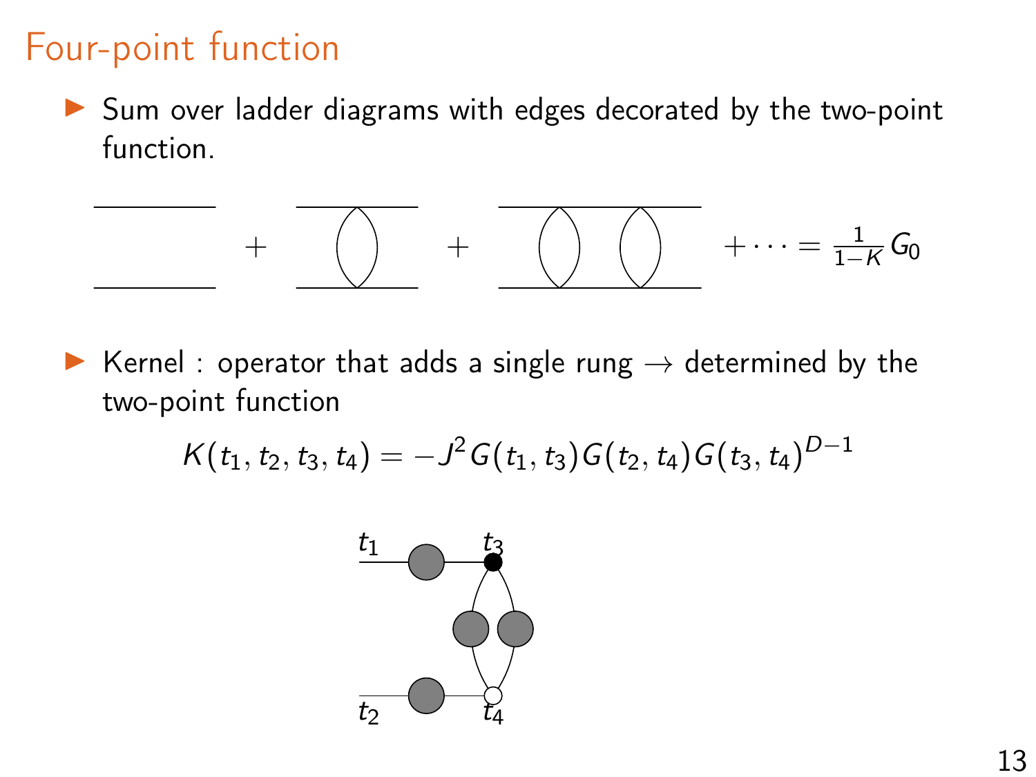# Four-point function

- Sum over ladder diagrams with edges decorated by the two-point function.

$$+ \cdots = \frac{1}{1-K} G_0$$

- Kernel : operator that adds a single rung $\rightarrow$ determined by the two-point function

$$K(t_1, t_2, t_3, t_4) = -J^2 G(t_1, t_3) G(t_2, t_4) G(t_3, t_4)^{D-1}$$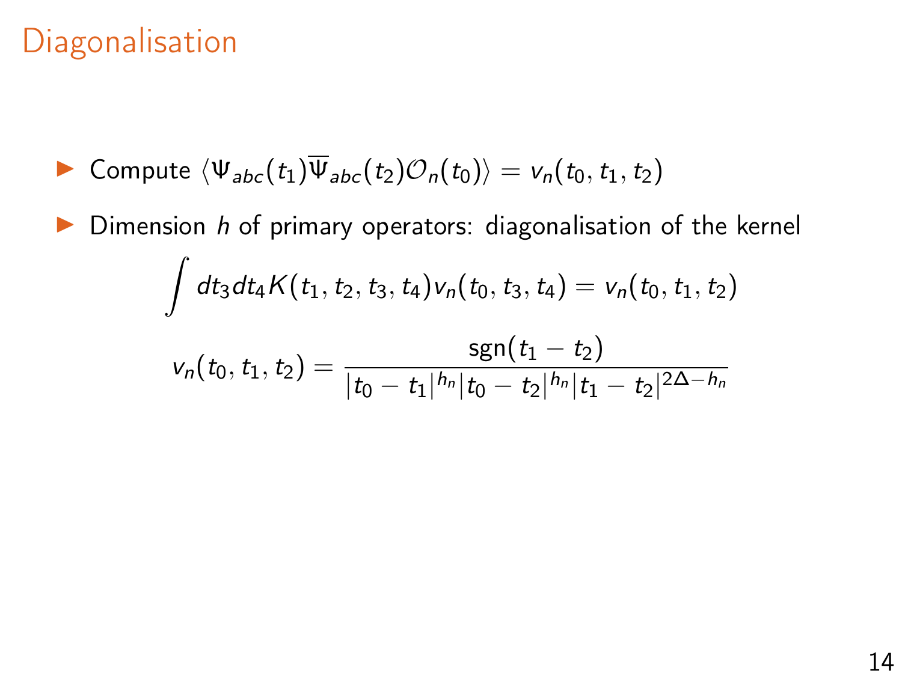# Diagonalisation

- Compute $\langle \Psi_{abc}(t_1)\overline{\Psi}_{abc}(t_2)\mathcal{O}_n(t_0)\rangle = v_n(t_0, t_1, t_2)$
- Dimension $h$ of primary operators: diagonalisation of the kernel

$$\int dt_3 dt_4 K(t_1, t_2, t_3, t_4) v_n(t_0, t_3, t_4) = v_n(t_0, t_1, t_2)$$

$$v_n(t_0, t_1, t_2) = \frac{\mathrm{sgn}(t_1 - t_2)}{|t_0 - t_1|^{h_n} |t_0 - t_2|^{h_n} |t_1 - t_2|^{2\Delta - h_n}}$$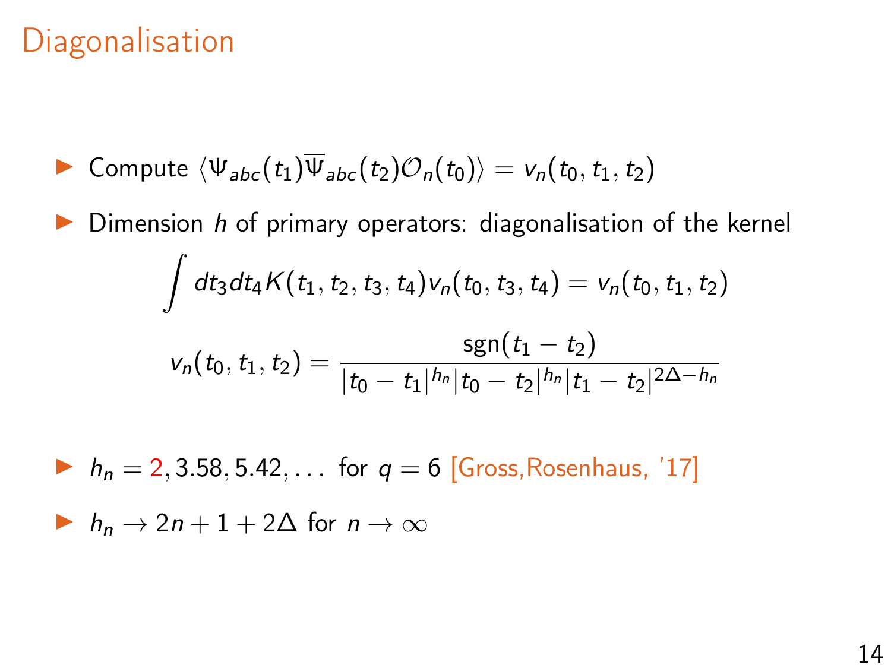# Diagonalisation

- Compute $\langle \Psi_{abc}(t_1)\overline{\Psi}_{abc}(t_2)\mathcal{O}_n(t_0)\rangle = v_n(t_0, t_1, t_2)$
- Dimension $h$ of primary operators: diagonalisation of the kernel

$$\int dt_3 dt_4 K(t_1, t_2, t_3, t_4) v_n(t_0, t_3, t_4) = v_n(t_0, t_1, t_2)$$

$$v_n(t_0, t_1, t_2) = \frac{\text{sgn}(t_1 - t_2)}{|t_0 - t_1|^{h_n} |t_0 - t_2|^{h_n} |t_1 - t_2|^{2\Delta - h_n}}$$

- $h_n = 2, 3.58, 5.42, \ldots$ for $q = 6$ [Gross,Rosenhaus, '17]
- $h_n \to 2n + 1 + 2\Delta$ for $n \to \infty$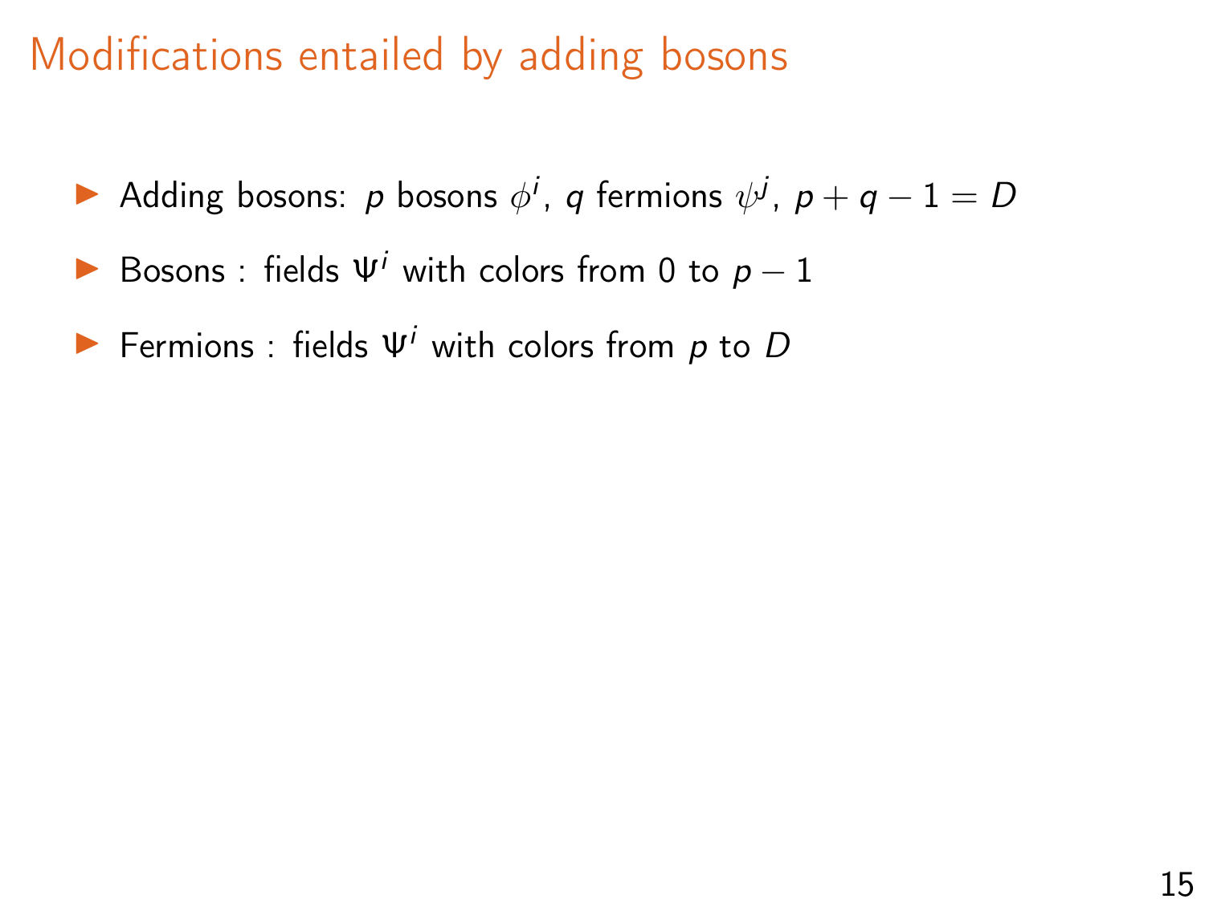# Modifications entailed by adding bosons

- Adding bosons: $p$ bosons $\phi^i$, $q$ fermions $\psi^j$, $p+q-1=D$
- Bosons : fields $\Psi^i$ with colors from 0 to $p-1$
- Fermions : fields $\Psi^i$ with colors from $p$ to $D$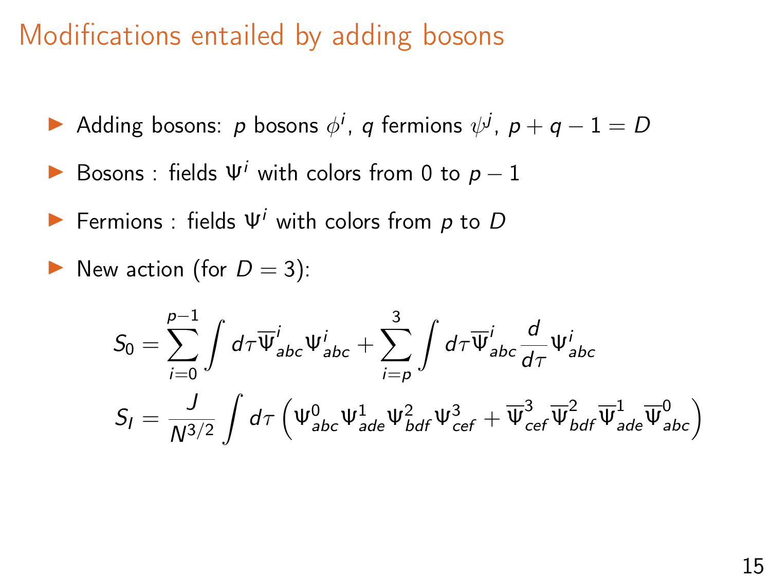# Modifications entailed by adding bosons

- Adding bosons: $p$ bosons $\phi^i$, $q$ fermions $\psi^j$, $p+q-1=D$
- Bosons : fields $\Psi^i$ with colors from 0 to $p-1$
- Fermions : fields $\Psi^i$ with colors from $p$ to $D$
- New action (for $D=3$):

$$S_0 = \sum_{i=0}^{p-1} \int d\tau \overline{\Psi}^i_{abc} \Psi^i_{abc} + \sum_{i=p}^{3} \int d\tau \overline{\Psi}^i_{abc} \frac{d}{d\tau} \Psi^i_{abc}$$

$$S_I = \frac{J}{N^{3/2}} \int d\tau \left( \Psi^0_{abc} \Psi^1_{ade} \Psi^2_{bdf} \Psi^3_{cef} + \overline{\Psi}^3_{cef} \overline{\Psi}^2_{bdf} \overline{\Psi}^1_{ade} \overline{\Psi}^0_{abc} \right)$$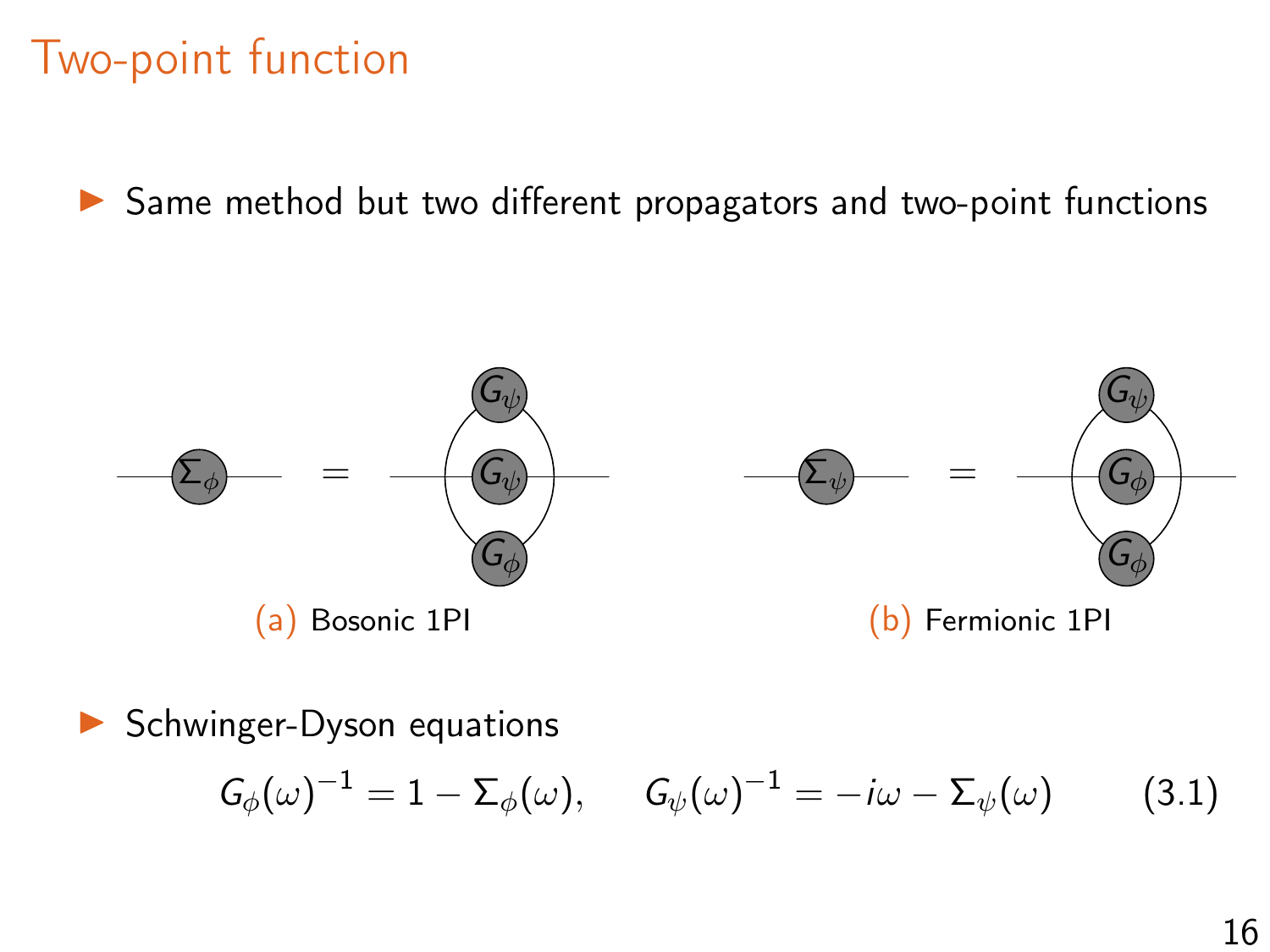# Two-point function

- Same method but two different propagators and two-point functions

(a) Bosonic 1PI

(b) Fermionic 1PI

- Schwinger-Dyson equations

$$G_\phi(\omega)^{-1} = 1 - \Sigma_\phi(\omega), \qquad G_\psi(\omega)^{-1} = -i\omega - \Sigma_\psi(\omega) \tag{3.1}$$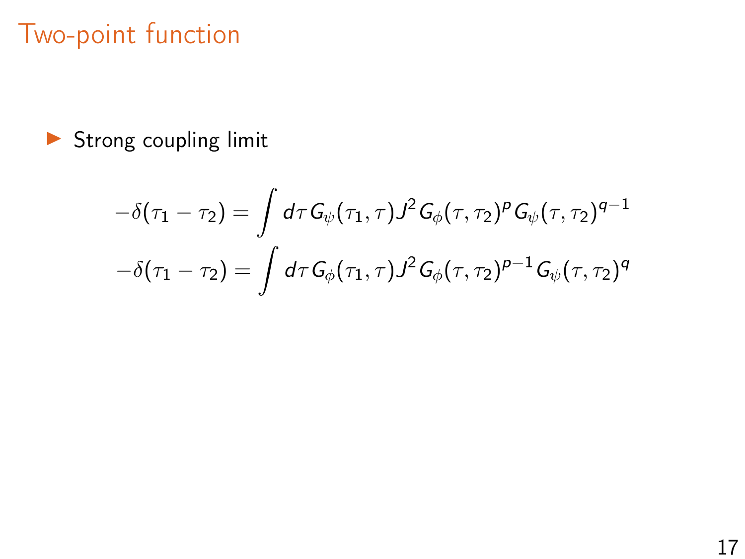# Two-point function

- Strong coupling limit

$$-\delta(\tau_1 - \tau_2) = \int d\tau \, G_\psi(\tau_1, \tau) J^2 G_\phi(\tau, \tau_2)^p G_\psi(\tau, \tau_2)^{q-1}$$

$$-\delta(\tau_1 - \tau_2) = \int d\tau \, G_\phi(\tau_1, \tau) J^2 G_\phi(\tau, \tau_2)^{p-1} G_\psi(\tau, \tau_2)^q$$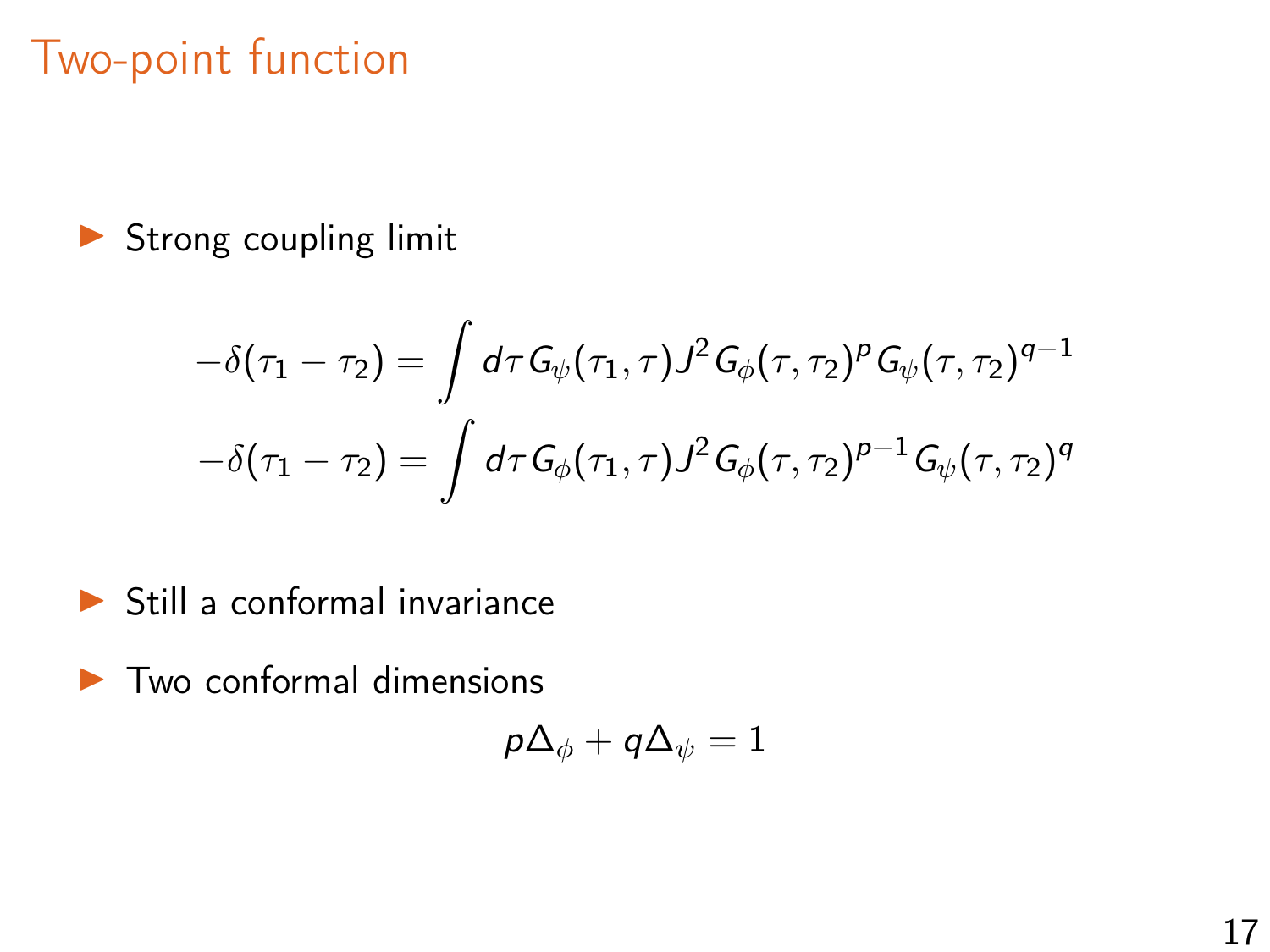# Two-point function

- Strong coupling limit

$$-\delta(\tau_1 - \tau_2) = \int d\tau \, G_\psi(\tau_1, \tau) J^2 G_\phi(\tau, \tau_2)^p G_\psi(\tau, \tau_2)^{q-1}$$

$$-\delta(\tau_1 - \tau_2) = \int d\tau \, G_\phi(\tau_1, \tau) J^2 G_\phi(\tau, \tau_2)^{p-1} G_\psi(\tau, \tau_2)^q$$

- Still a conformal invariance
- Two conformal dimensions

$$p\Delta_\phi + q\Delta_\psi = 1$$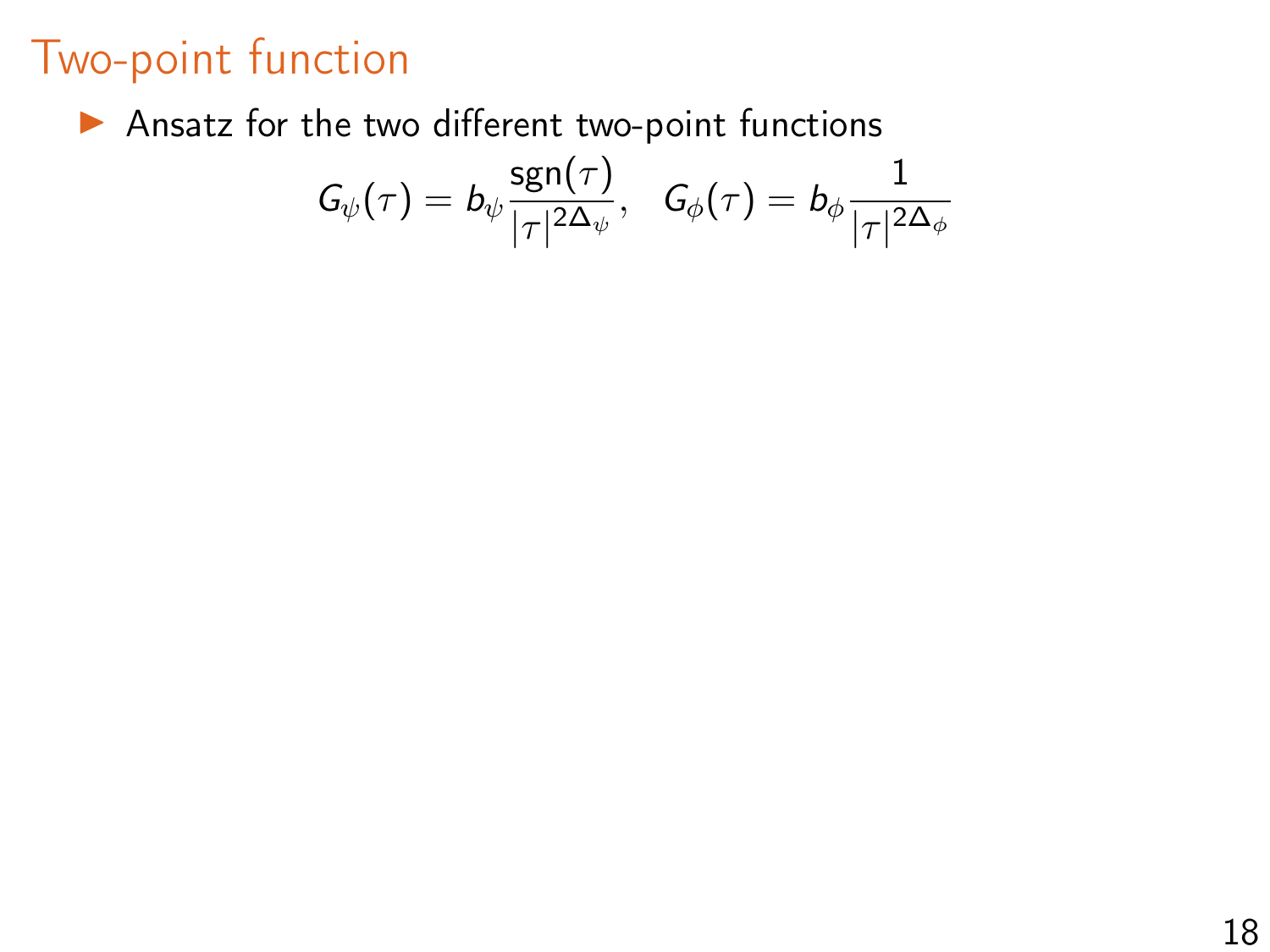# Two-point function

- Ansatz for the two different two-point functions

$$G_\psi(\tau) = b_\psi \frac{\text{sgn}(\tau)}{|\tau|^{2\Delta_\psi}}, \quad G_\phi(\tau) = b_\phi \frac{1}{|\tau|^{2\Delta_\phi}}$$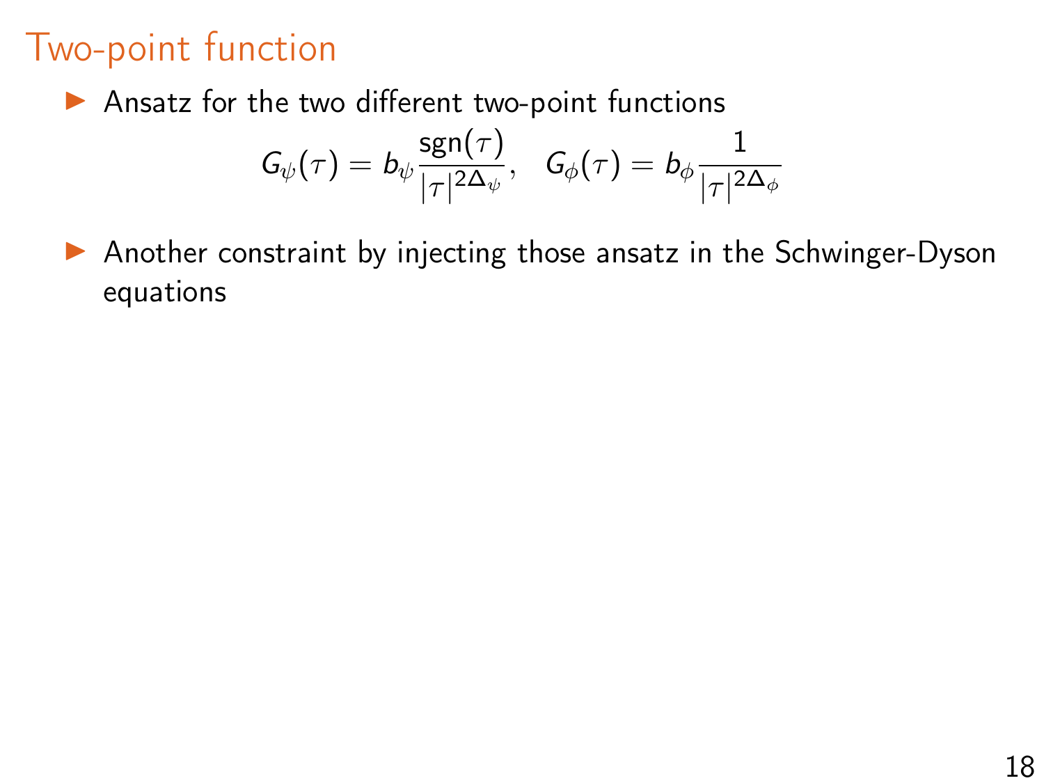# Two-point function

- Ansatz for the two different two-point functions

$$G_\psi(\tau) = b_\psi \frac{\text{sgn}(\tau)}{|\tau|^{2\Delta_\psi}}, \quad G_\phi(\tau) = b_\phi \frac{1}{|\tau|^{2\Delta_\phi}}$$

- Another constraint by injecting those ansatz in the Schwinger-Dyson equations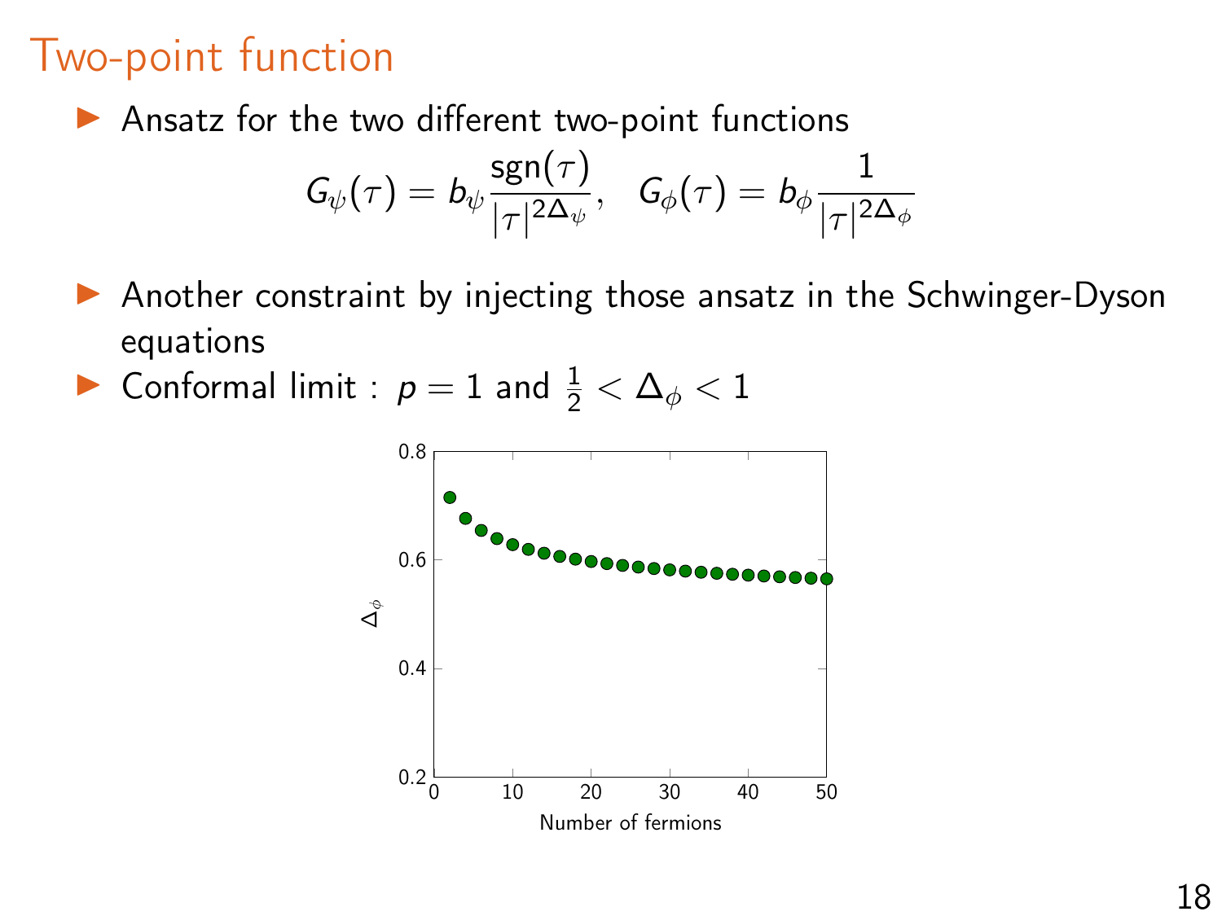# Two-point function

- Ansatz for the two different two-point functions

$$G_\psi(\tau) = b_\psi \frac{\mathrm{sgn}(\tau)}{|\tau|^{2\Delta_\psi}}, \quad G_\phi(\tau) = b_\phi \frac{1}{|\tau|^{2\Delta_\phi}}$$

- Another constraint by injecting those ansatz in the Schwinger-Dyson equations
- Conformal limit : $p = 1$ and $\frac{1}{2} < \Delta_\phi < 1$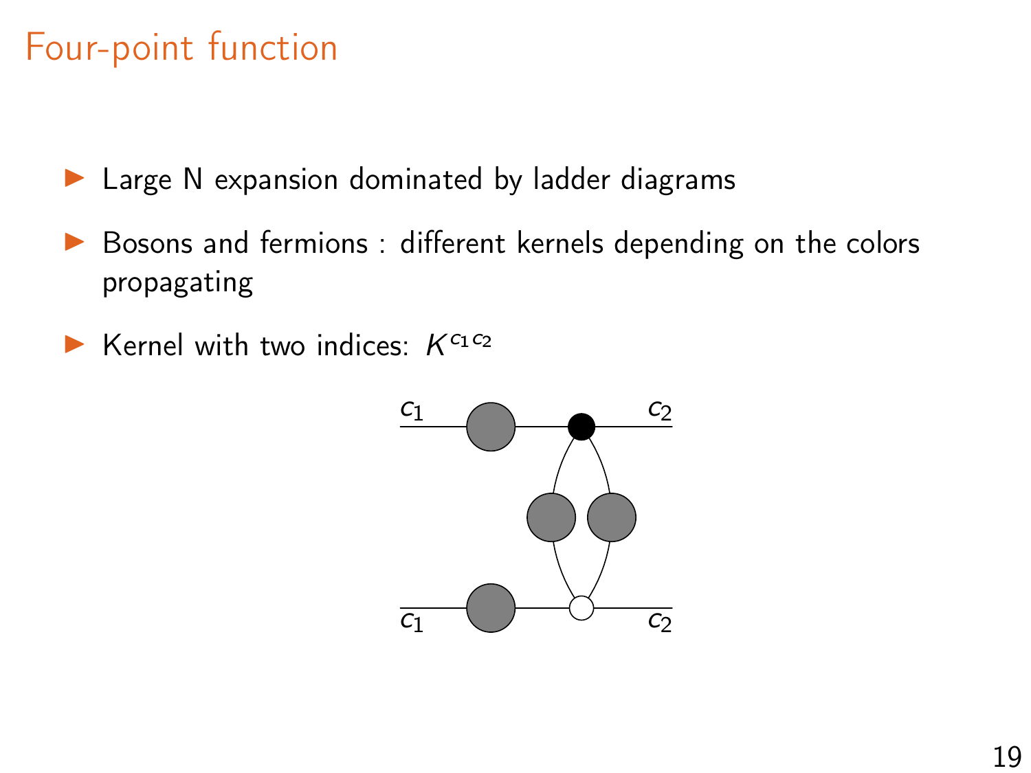# Four-point function

- Large N expansion dominated by ladder diagrams
- Bosons and fermions : different kernels depending on the colors propagating
- Kernel with two indices: $K^{c_1 c_2}$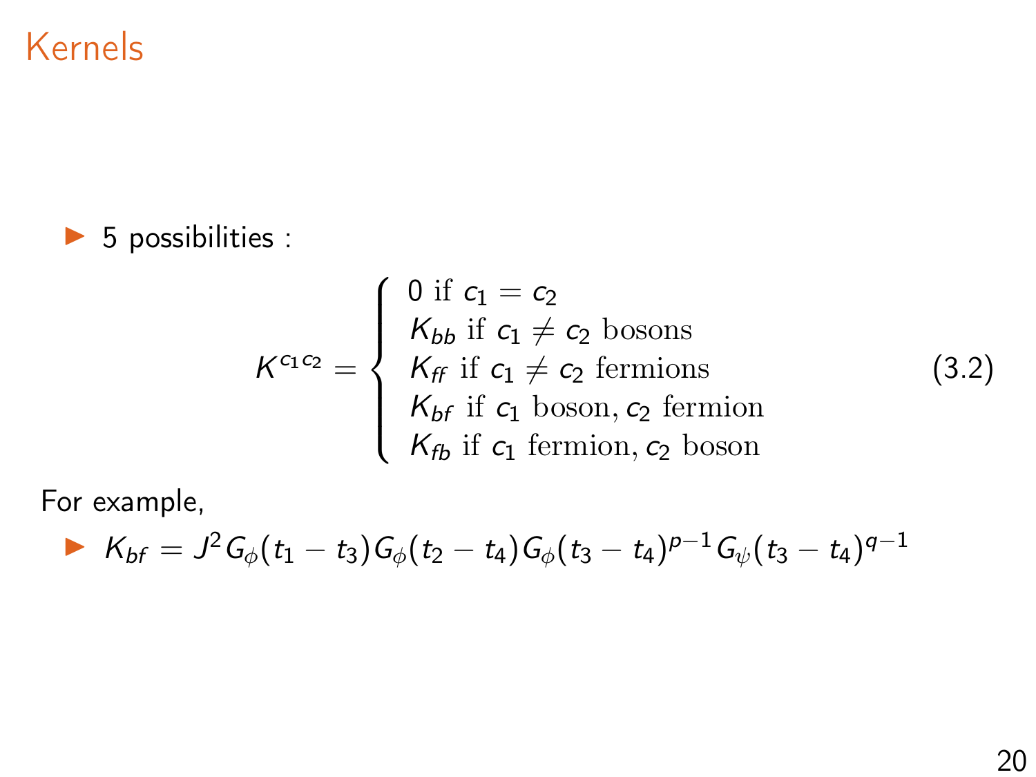# Kernels

- 5 possibilities :

$$K^{c_1 c_2} = \begin{cases} 0 \text{ if } c_1 = c_2 \\ K_{bb} \text{ if } c_1 \neq c_2 \text{ bosons} \\ K_{ff} \text{ if } c_1 \neq c_2 \text{ fermions} \\ K_{bf} \text{ if } c_1 \text{ boson}, c_2 \text{ fermion} \\ K_{fb} \text{ if } c_1 \text{ fermion}, c_2 \text{ boson} \end{cases} \tag{3.2}$$

For example,

- $K_{bf} = J^2 G_\phi(t_1 - t_3) G_\phi(t_2 - t_4) G_\phi(t_3 - t_4)^{p-1} G_\psi(t_3 - t_4)^{q-1}$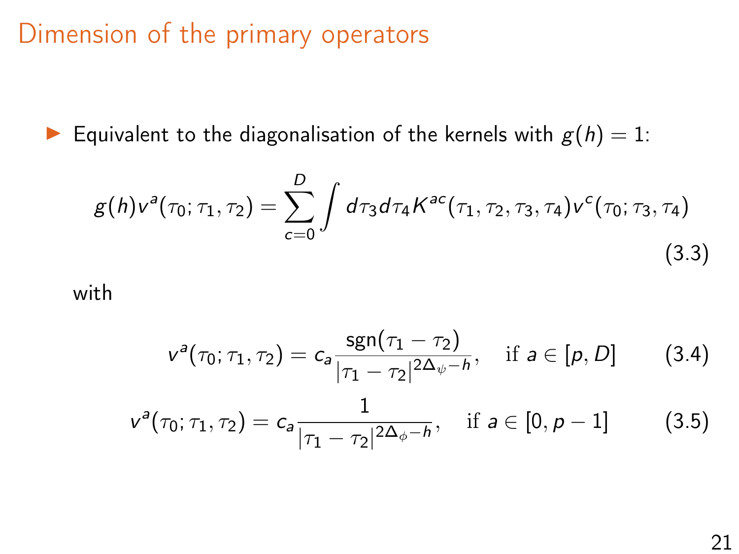# Dimension of the primary operators

- Equivalent to the diagonalisation of the kernels with $g(h) = 1$:

$$g(h)v^a(\tau_0;\tau_1,\tau_2) = \sum_{c=0}^{D} \int d\tau_3 d\tau_4 K^{ac}(\tau_1,\tau_2,\tau_3,\tau_4) v^c(\tau_0;\tau_3,\tau_4) \tag{3.3}$$

with

$$v^a(\tau_0;\tau_1,\tau_2) = c_a \frac{\mathrm{sgn}(\tau_1-\tau_2)}{|\tau_1-\tau_2|^{2\Delta_\psi - h}}, \quad \text{if } a \in [p, D] \tag{3.4}$$

$$v^a(\tau_0;\tau_1,\tau_2) = c_a \frac{1}{|\tau_1-\tau_2|^{2\Delta_\phi - h}}, \quad \text{if } a \in [0, p-1] \tag{3.5}$$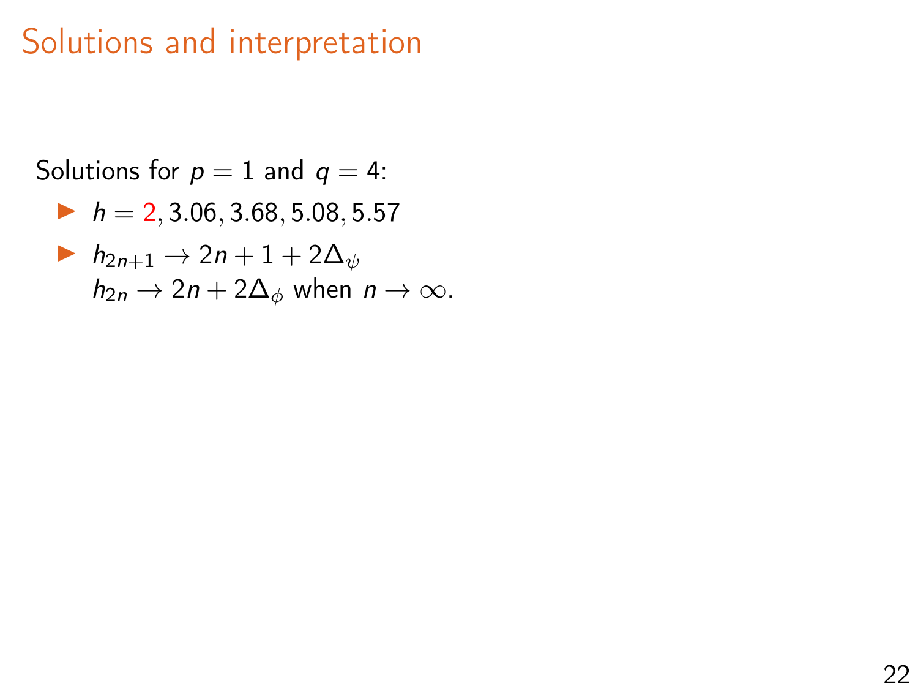# Solutions and interpretation

Solutions for $p = 1$ and $q = 4$:

- $h = 2, 3.06, 3.68, 5.08, 5.57$
- $h_{2n+1} \to 2n + 1 + 2\Delta_\psi$
  $h_{2n} \to 2n + 2\Delta_\phi$ when $n \to \infty$.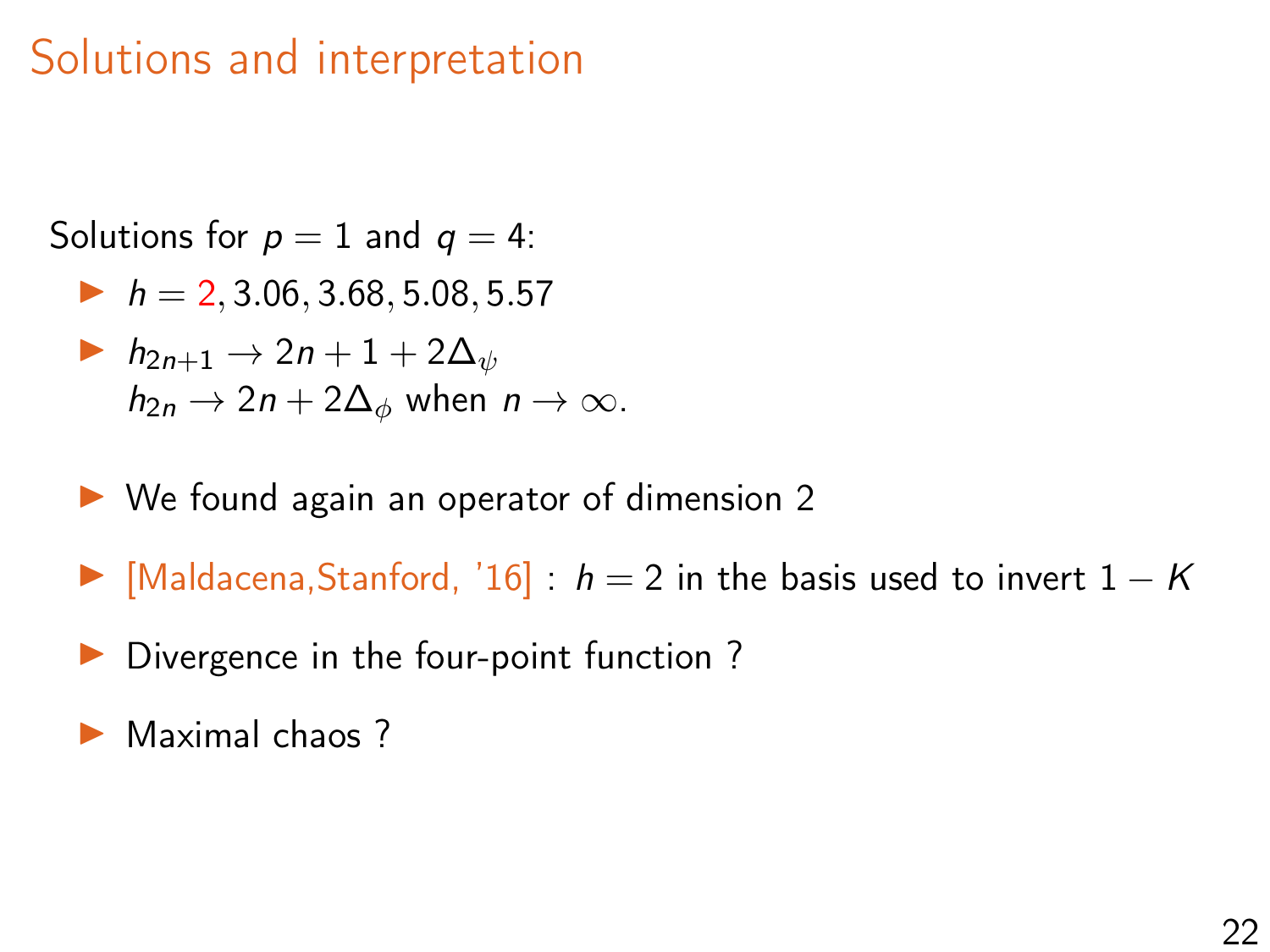# Solutions and interpretation

Solutions for $p = 1$ and $q = 4$:

- $h = 2, 3.06, 3.68, 5.08, 5.57$
- $h_{2n+1} \to 2n + 1 + 2\Delta_\psi$
  $h_{2n} \to 2n + 2\Delta_\phi$ when $n \to \infty$.

- We found again an operator of dimension 2
- [Maldacena,Stanford, '16] : $h = 2$ in the basis used to invert $1 - K$
- Divergence in the four-point function ?
- Maximal chaos ?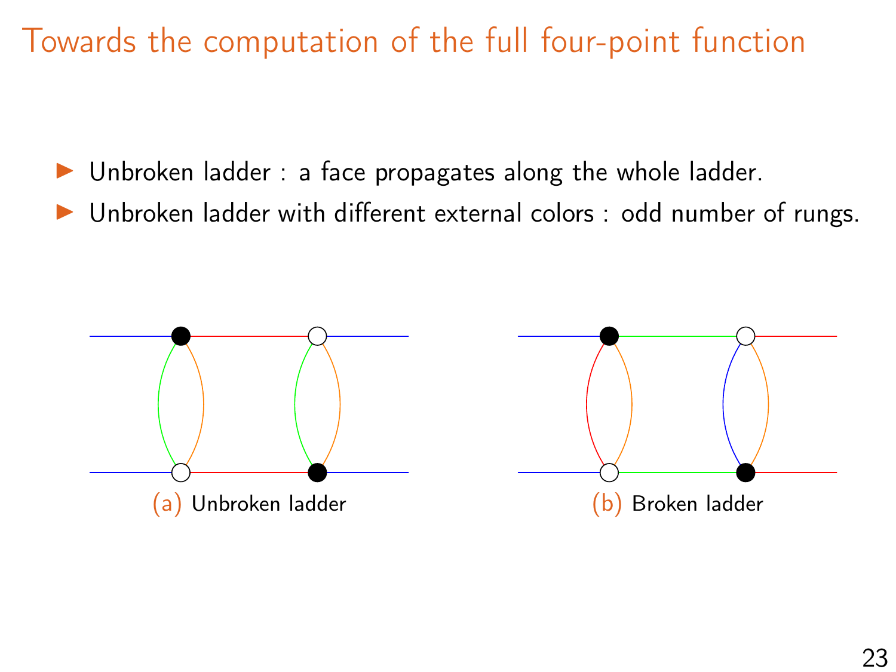# Towards the computation of the full four-point function

- Unbroken ladder : a face propagates along the whole ladder.
- Unbroken ladder with different external colors : odd number of rungs.

(a) Unbroken ladder

(b) Broken ladder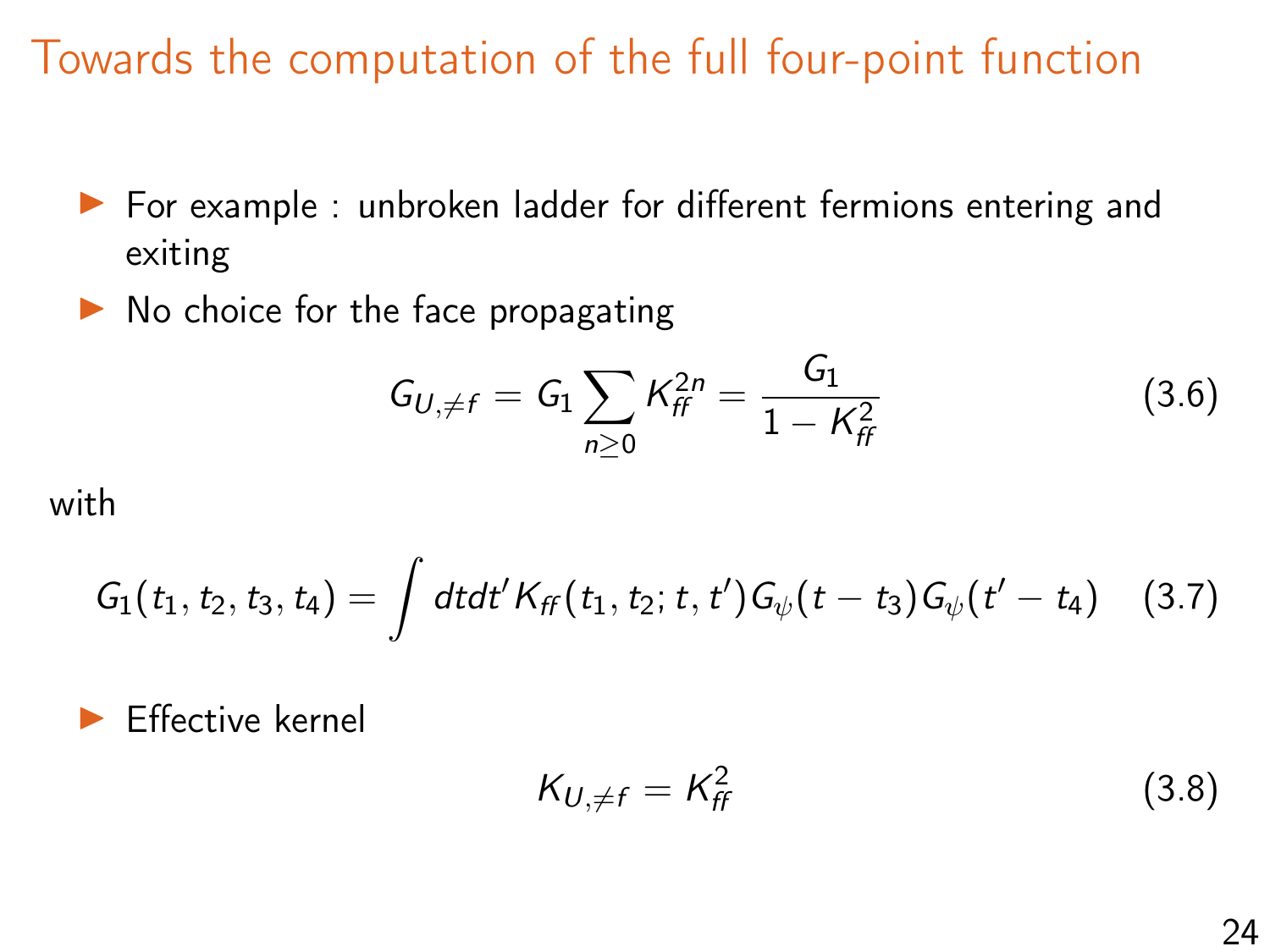# Towards the computation of the full four-point function

- For example : unbroken ladder for different fermions entering and exiting
- No choice for the face propagating

$$G_{U,\neq f} = G_1 \sum_{n\geq 0} K_{ff}^{2n} = \frac{G_1}{1 - K_{ff}^2} \tag{3.6}$$

with

$$G_1(t_1, t_2, t_3, t_4) = \int dt dt' K_{ff}(t_1, t_2; t, t') G_\psi(t - t_3) G_\psi(t' - t_4) \tag{3.7}$$

- Effective kernel

$$K_{U,\neq f} = K_{ff}^2 \tag{3.8}$$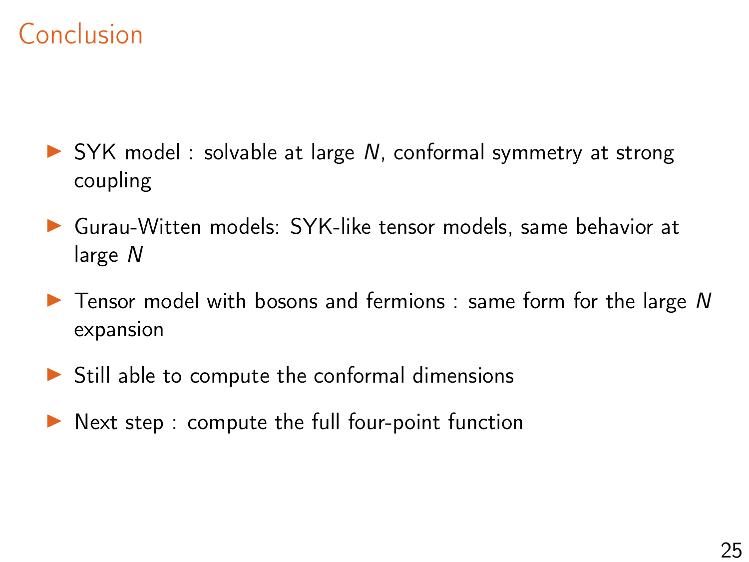# Conclusion

- SYK model : solvable at large $N$, conformal symmetry at strong coupling
- Gurau-Witten models: SYK-like tensor models, same behavior at large $N$
- Tensor model with bosons and fermions : same form for the large $N$ expansion
- Still able to compute the conformal dimensions
- Next step : compute the full four-point function